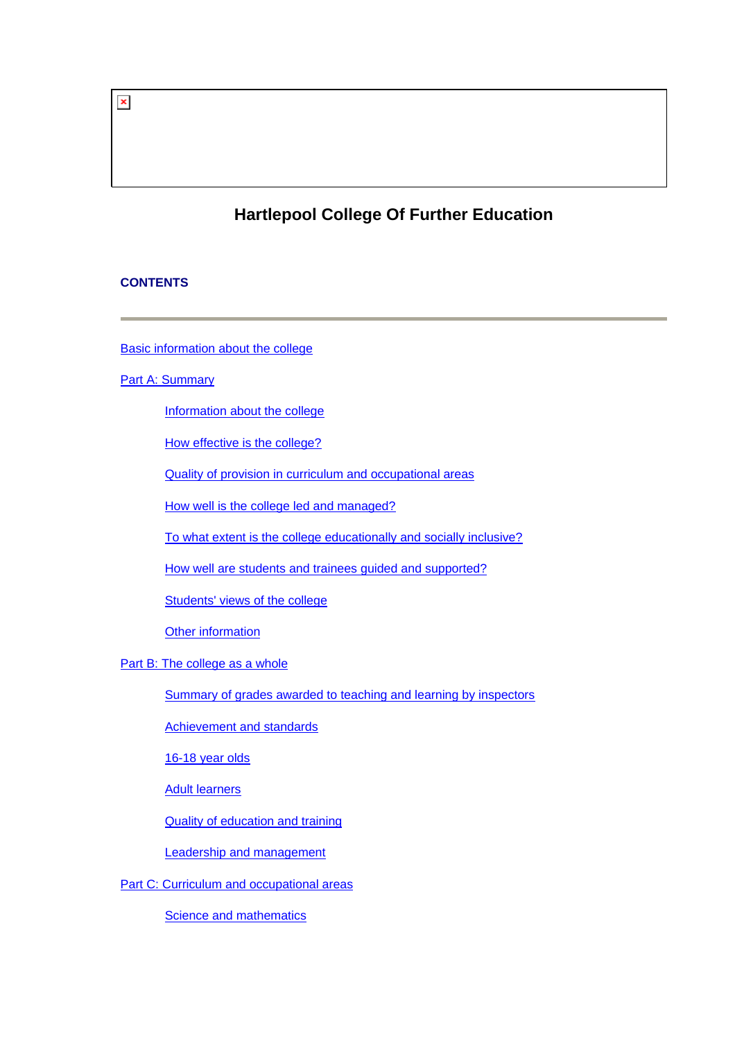# Hartlepool College Of Further Education

**CONTENTS**

---

Basic information about the college

Part A: Summary

- Information about the college
- How effective is the college?
- Quality of provision in curriculum and occupational areas
- How well is the college led and managed?
- To what extent is the college educationally and socially inclusive?
- How well are students and trainees guided and supported?
- Students' views of the college
- Other information

Part B: The college as a whole

- Summary of grades awarded to teaching and learning by inspectors
- Achievement and standards
- 16-18 year olds
- Adult learners
- Quality of education and training
- Leadership and management

Part C: Curriculum and occupational areas

- Science and mathematics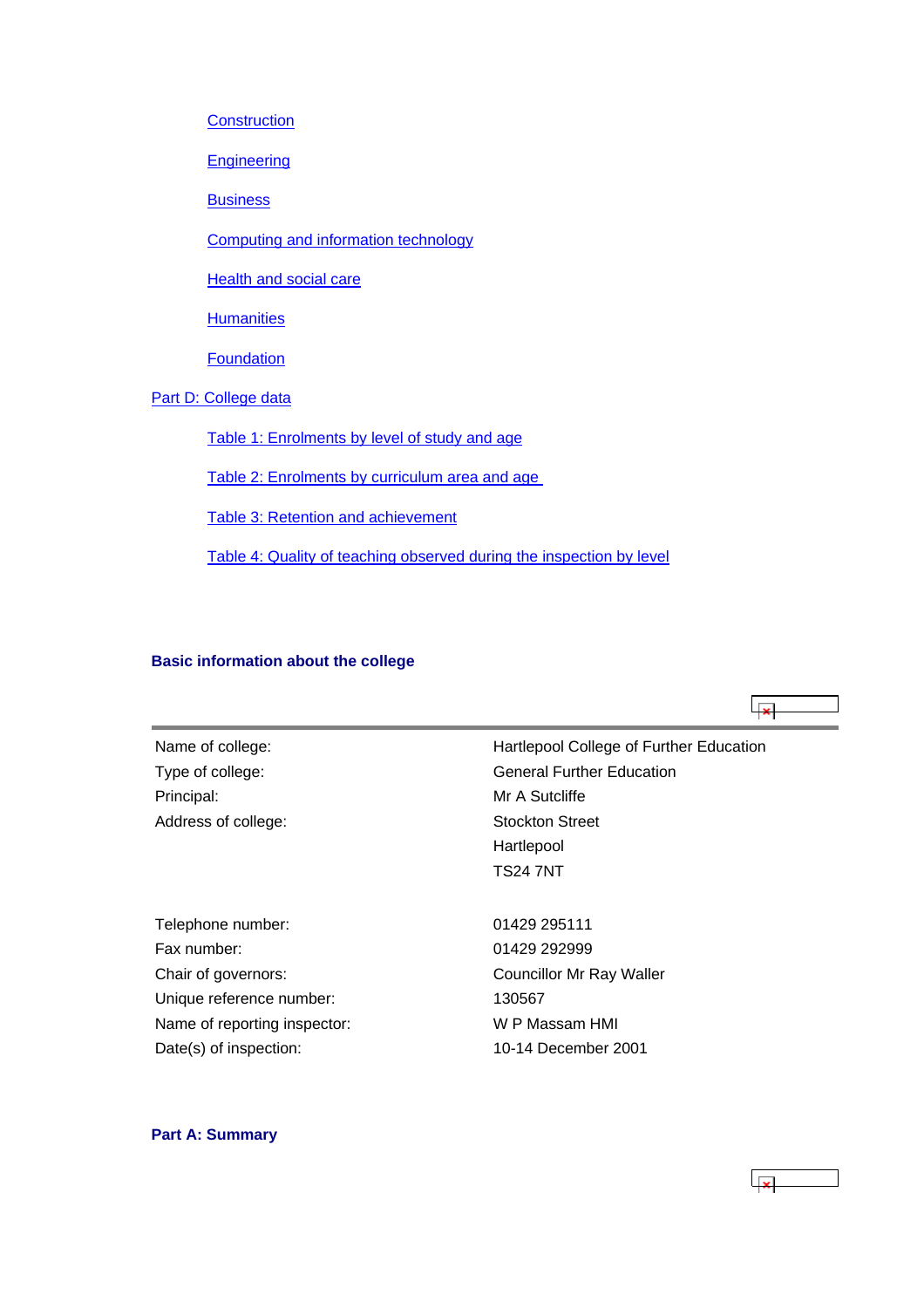- Construction
- Engineering
- Business
- Computing and information technology
- Health and social care
- Humanities
- Foundation

Part D: College data

- Table 1: Enrolments by level of study and age
- Table 2: Enrolments by curriculum area and age
- Table 3: Retention and achievement
- Table 4: Quality of teaching observed during the inspection by level

## Basic information about the college

| | |
|---|---|
| Name of college: | Hartlepool College of Further Education |
| Type of college: | General Further Education |
| Principal: | Mr A Sutcliffe |
| Address of college: | Stockton Street<br>Hartlepool<br>TS24 7NT |
| Telephone number: | 01429 295111 |
| Fax number: | 01429 292999 |
| Chair of governors: | Councillor Mr Ray Waller |
| Unique reference number: | 130567 |
| Name of reporting inspector: | W P Massam HMI |
| Date(s) of inspection: | 10-14 December 2001 |

## Part A: Summary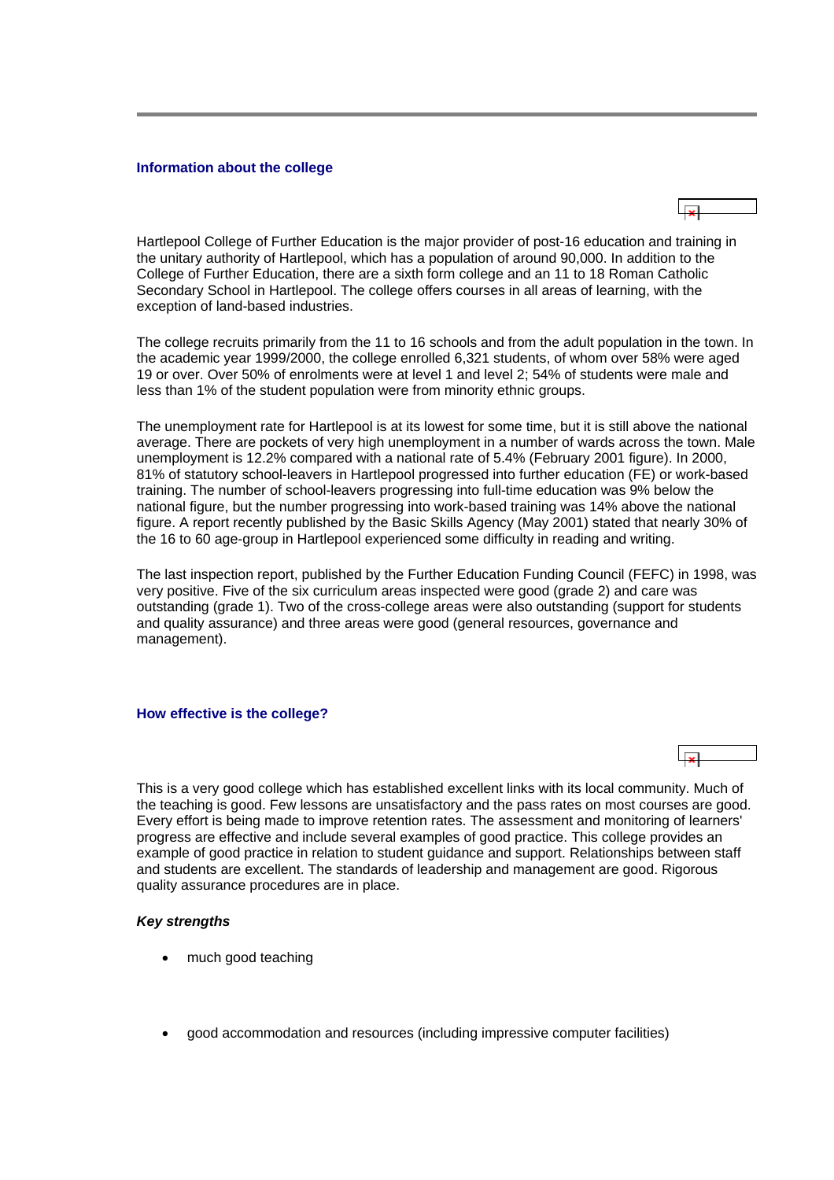## Information about the college

Hartlepool College of Further Education is the major provider of post-16 education and training in the unitary authority of Hartlepool, which has a population of around 90,000. In addition to the College of Further Education, there are a sixth form college and an 11 to 18 Roman Catholic Secondary School in Hartlepool. The college offers courses in all areas of learning, with the exception of land-based industries.

The college recruits primarily from the 11 to 16 schools and from the adult population in the town. In the academic year 1999/2000, the college enrolled 6,321 students, of whom over 58% were aged 19 or over. Over 50% of enrolments were at level 1 and level 2; 54% of students were male and less than 1% of the student population were from minority ethnic groups.

The unemployment rate for Hartlepool is at its lowest for some time, but it is still above the national average. There are pockets of very high unemployment in a number of wards across the town. Male unemployment is 12.2% compared with a national rate of 5.4% (February 2001 figure). In 2000, 81% of statutory school-leavers in Hartlepool progressed into further education (FE) or work-based training. The number of school-leavers progressing into full-time education was 9% below the national figure, but the number progressing into work-based training was 14% above the national figure. A report recently published by the Basic Skills Agency (May 2001) stated that nearly 30% of the 16 to 60 age-group in Hartlepool experienced some difficulty in reading and writing.

The last inspection report, published by the Further Education Funding Council (FEFC) in 1998, was very positive. Five of the six curriculum areas inspected were good (grade 2) and care was outstanding (grade 1). Two of the cross-college areas were also outstanding (support for students and quality assurance) and three areas were good (general resources, governance and management).

## How effective is the college?

This is a very good college which has established excellent links with its local community. Much of the teaching is good. Few lessons are unsatisfactory and the pass rates on most courses are good. Every effort is being made to improve retention rates. The assessment and monitoring of learners' progress are effective and include several examples of good practice. This college provides an example of good practice in relation to student guidance and support. Relationships between staff and students are excellent. The standards of leadership and management are good. Rigorous quality assurance procedures are in place.

***Key strengths***

- much good teaching
- good accommodation and resources (including impressive computer facilities)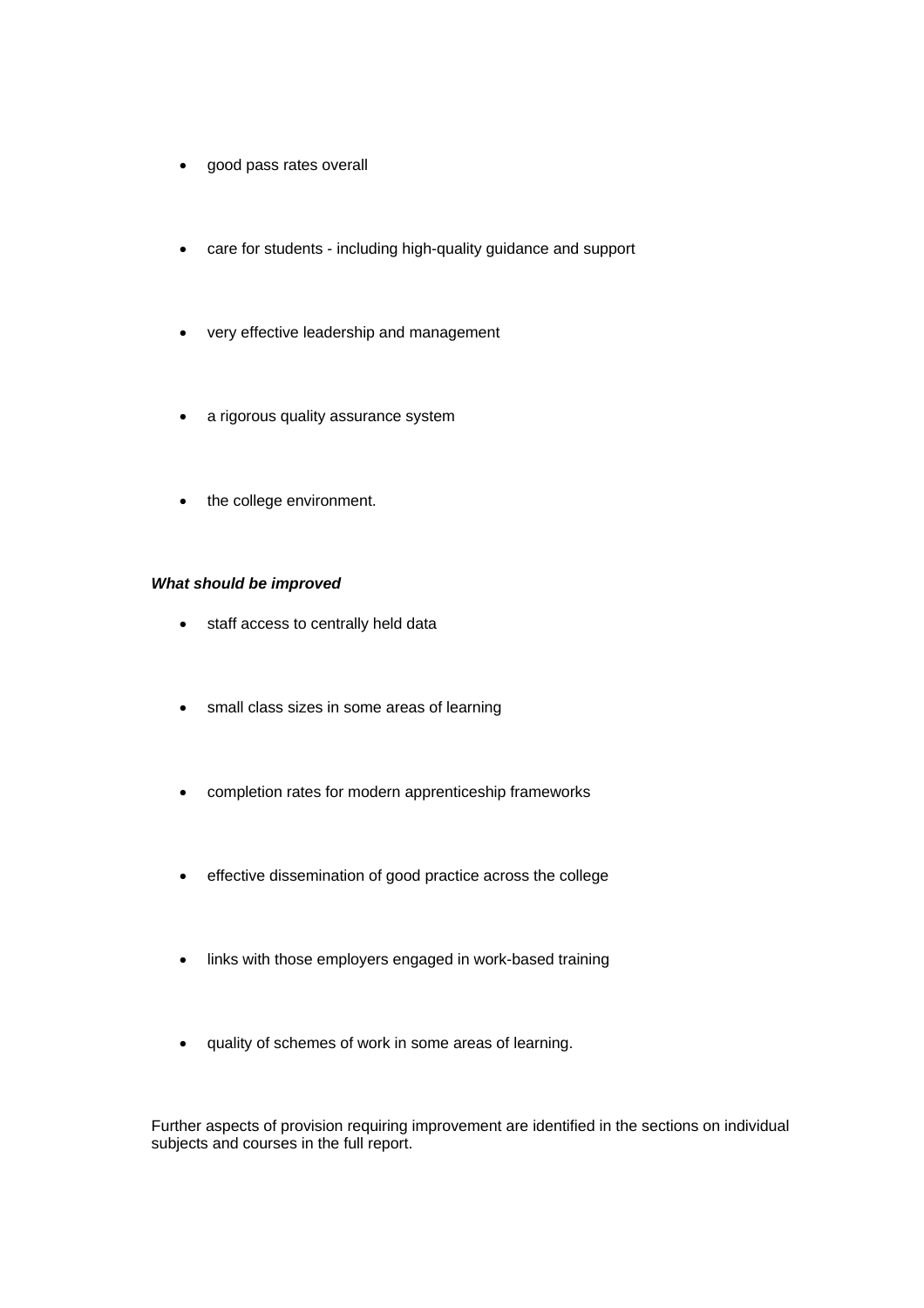- good pass rates overall
- care for students - including high-quality guidance and support
- very effective leadership and management
- a rigorous quality assurance system
- the college environment.

***What should be improved***

- staff access to centrally held data
- small class sizes in some areas of learning
- completion rates for modern apprenticeship frameworks
- effective dissemination of good practice across the college
- links with those employers engaged in work-based training
- quality of schemes of work in some areas of learning.

Further aspects of provision requiring improvement are identified in the sections on individual subjects and courses in the full report.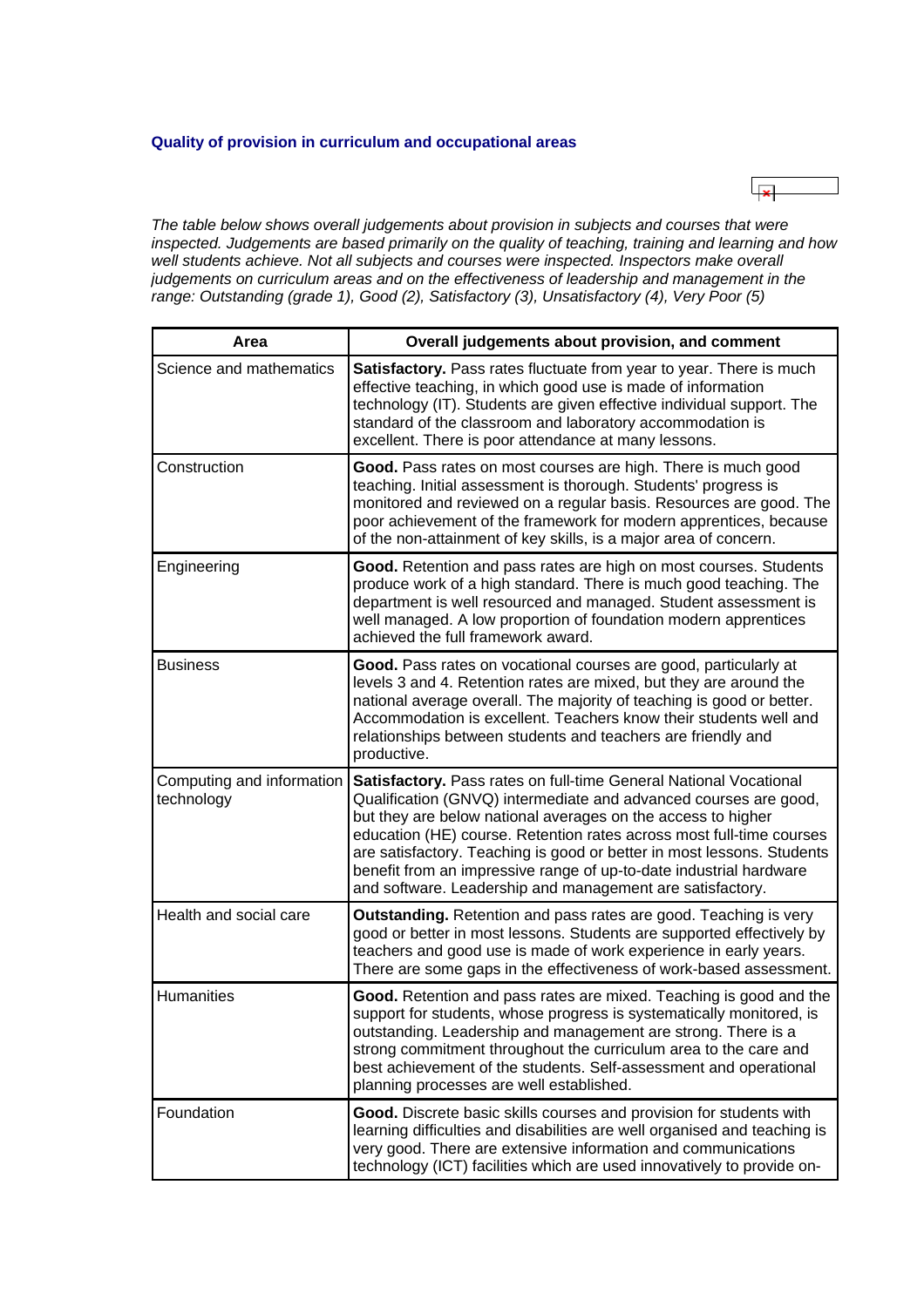### Quality of provision in curriculum and occupational areas

*The table below shows overall judgements about provision in subjects and courses that were inspected. Judgements are based primarily on the quality of teaching, training and learning and how well students achieve. Not all subjects and courses were inspected. Inspectors make overall judgements on curriculum areas and on the effectiveness of leadership and management in the range: Outstanding (grade 1), Good (2), Satisfactory (3), Unsatisfactory (4), Very Poor (5)*

| Area | Overall judgements about provision, and comment |
|---|---|
| Science and mathematics | **Satisfactory.** Pass rates fluctuate from year to year. There is much effective teaching, in which good use is made of information technology (IT). Students are given effective individual support. The standard of the classroom and laboratory accommodation is excellent. There is poor attendance at many lessons. |
| Construction | **Good.** Pass rates on most courses are high. There is much good teaching. Initial assessment is thorough. Students' progress is monitored and reviewed on a regular basis. Resources are good. The poor achievement of the framework for modern apprentices, because of the non-attainment of key skills, is a major area of concern. |
| Engineering | **Good.** Retention and pass rates are high on most courses. Students produce work of a high standard. There is much good teaching. The department is well resourced and managed. Student assessment is well managed. A low proportion of foundation modern apprentices achieved the full framework award. |
| Business | **Good.** Pass rates on vocational courses are good, particularly at levels 3 and 4. Retention rates are mixed, but they are around the national average overall. The majority of teaching is good or better. Accommodation is excellent. Teachers know their students well and relationships between students and teachers are friendly and productive. |
| Computing and information technology | **Satisfactory.** Pass rates on full-time General National Vocational Qualification (GNVQ) intermediate and advanced courses are good, but they are below national averages on the access to higher education (HE) course. Retention rates across most full-time courses are satisfactory. Teaching is good or better in most lessons. Students benefit from an impressive range of up-to-date industrial hardware and software. Leadership and management are satisfactory. |
| Health and social care | **Outstanding.** Retention and pass rates are good. Teaching is very good or better in most lessons. Students are supported effectively by teachers and good use is made of work experience in early years. There are some gaps in the effectiveness of work-based assessment. |
| Humanities | **Good.** Retention and pass rates are mixed. Teaching is good and the support for students, whose progress is systematically monitored, is outstanding. Leadership and management are strong. There is a strong commitment throughout the curriculum area to the care and best achievement of the students. Self-assessment and operational planning processes are well established. |
| Foundation | **Good.** Discrete basic skills courses and provision for students with learning difficulties and disabilities are well organised and teaching is very good. There are extensive information and communications technology (ICT) facilities which are used innovatively to provide on- |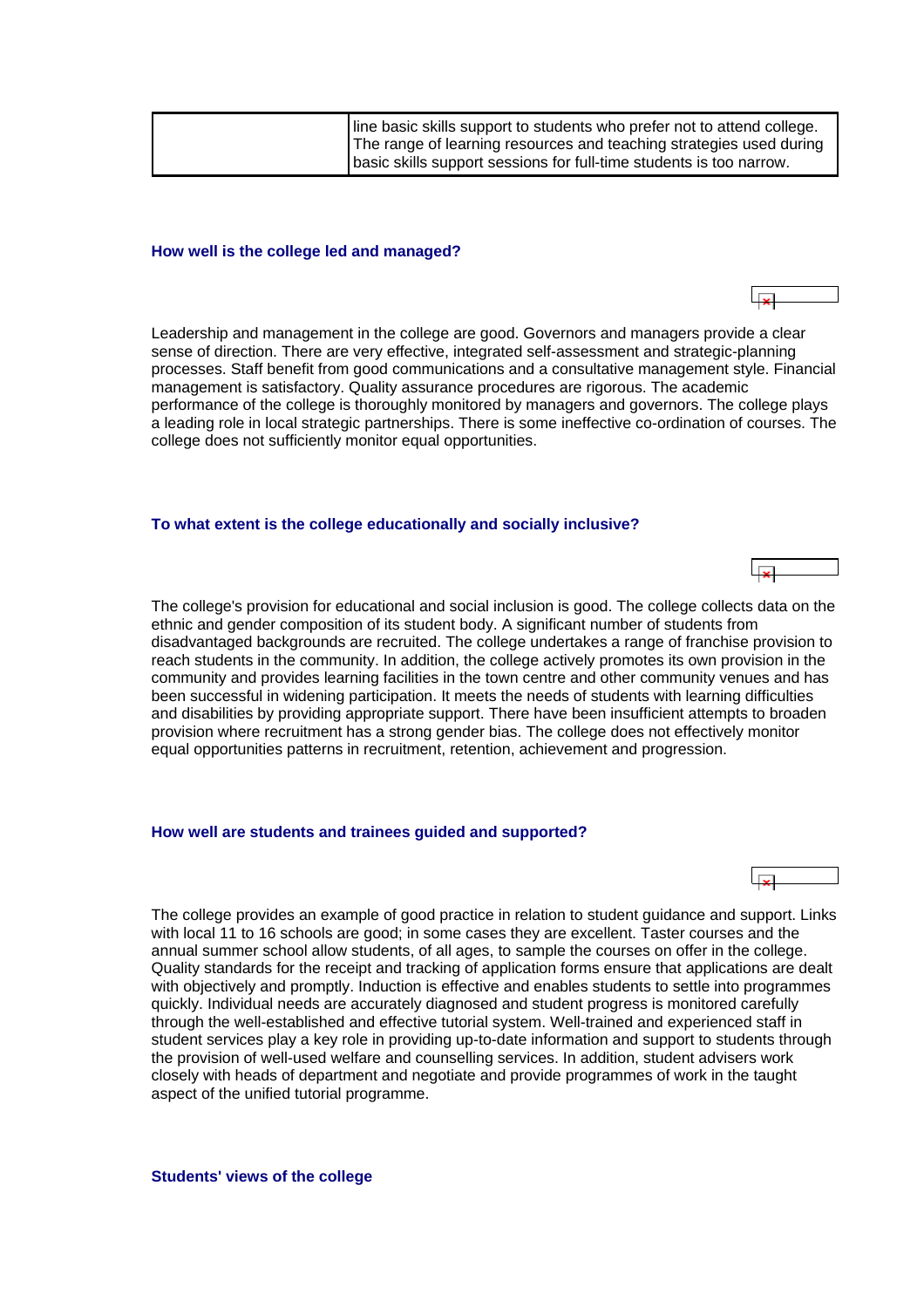| | line basic skills support to students who prefer not to attend college. The range of learning resources and teaching strategies used during basic skills support sessions for full-time students is too narrow. |
|---|---|

### How well is the college led and managed?

Leadership and management in the college are good. Governors and managers provide a clear sense of direction. There are very effective, integrated self-assessment and strategic-planning processes. Staff benefit from good communications and a consultative management style. Financial management is satisfactory. Quality assurance procedures are rigorous. The academic performance of the college is thoroughly monitored by managers and governors. The college plays a leading role in local strategic partnerships. There is some ineffective co-ordination of courses. The college does not sufficiently monitor equal opportunities.

### To what extent is the college educationally and socially inclusive?

The college's provision for educational and social inclusion is good. The college collects data on the ethnic and gender composition of its student body. A significant number of students from disadvantaged backgrounds are recruited. The college undertakes a range of franchise provision to reach students in the community. In addition, the college actively promotes its own provision in the community and provides learning facilities in the town centre and other community venues and has been successful in widening participation. It meets the needs of students with learning difficulties and disabilities by providing appropriate support. There have been insufficient attempts to broaden provision where recruitment has a strong gender bias. The college does not effectively monitor equal opportunities patterns in recruitment, retention, achievement and progression.

### How well are students and trainees guided and supported?

The college provides an example of good practice in relation to student guidance and support. Links with local 11 to 16 schools are good; in some cases they are excellent. Taster courses and the annual summer school allow students, of all ages, to sample the courses on offer in the college. Quality standards for the receipt and tracking of application forms ensure that applications are dealt with objectively and promptly. Induction is effective and enables students to settle into programmes quickly. Individual needs are accurately diagnosed and student progress is monitored carefully through the well-established and effective tutorial system. Well-trained and experienced staff in student services play a key role in providing up-to-date information and support to students through the provision of well-used welfare and counselling services. In addition, student advisers work closely with heads of department and negotiate and provide programmes of work in the taught aspect of the unified tutorial programme.

### Students' views of the college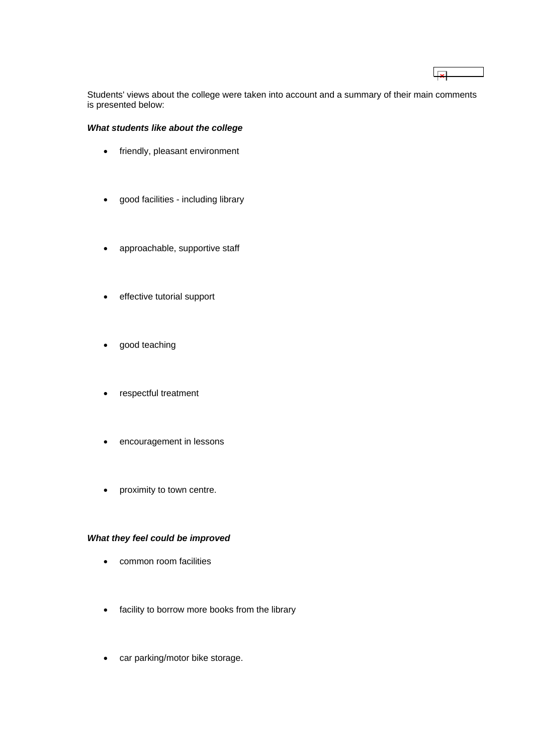Students' views about the college were taken into account and a summary of their main comments is presented below:

***What students like about the college***

- friendly, pleasant environment
- good facilities - including library
- approachable, supportive staff
- effective tutorial support
- good teaching
- respectful treatment
- encouragement in lessons
- proximity to town centre.

***What they feel could be improved***

- common room facilities
- facility to borrow more books from the library
- car parking/motor bike storage.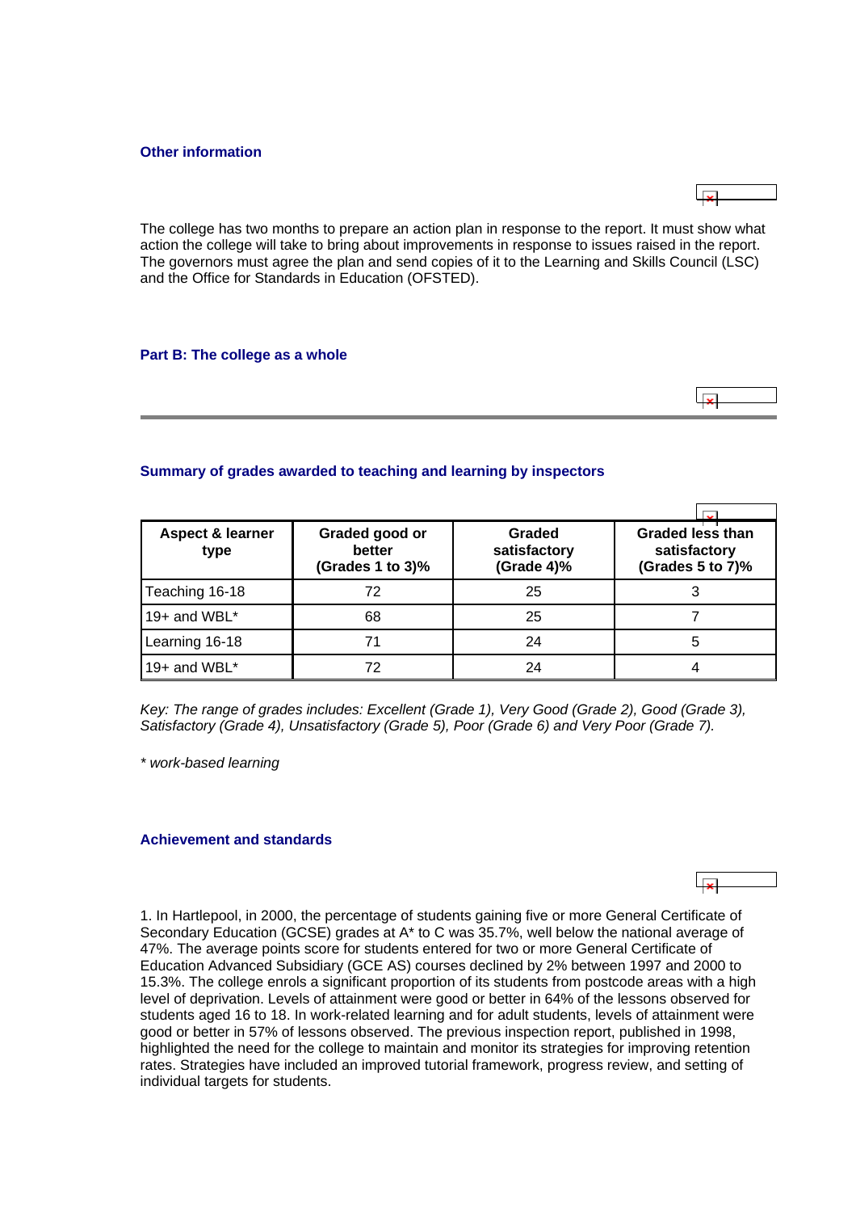### Other information

The college has two months to prepare an action plan in response to the report. It must show what action the college will take to bring about improvements in response to issues raised in the report. The governors must agree the plan and send copies of it to the Learning and Skills Council (LSC) and the Office for Standards in Education (OFSTED).

## Part B: The college as a whole

### Summary of grades awarded to teaching and learning by inspectors

| Aspect & learner type | Graded good or better (Grades 1 to 3)% | Graded satisfactory (Grade 4)% | Graded less than satisfactory (Grades 5 to 7)% |
|---|---|---|---|
| Teaching 16-18 | 72 | 25 | 3 |
| 19+ and WBL* | 68 | 25 | 7 |
| Learning 16-18 | 71 | 24 | 5 |
| 19+ and WBL* | 72 | 24 | 4 |

*Key: The range of grades includes: Excellent (Grade 1), Very Good (Grade 2), Good (Grade 3), Satisfactory (Grade 4), Unsatisfactory (Grade 5), Poor (Grade 6) and Very Poor (Grade 7).*

*\* work-based learning*

### Achievement and standards

1. In Hartlepool, in 2000, the percentage of students gaining five or more General Certificate of Secondary Education (GCSE) grades at A* to C was 35.7%, well below the national average of 47%. The average points score for students entered for two or more General Certificate of Education Advanced Subsidiary (GCE AS) courses declined by 2% between 1997 and 2000 to 15.3%. The college enrols a significant proportion of its students from postcode areas with a high level of deprivation. Levels of attainment were good or better in 64% of the lessons observed for students aged 16 to 18. In work-related learning and for adult students, levels of attainment were good or better in 57% of lessons observed. The previous inspection report, published in 1998, highlighted the need for the college to maintain and monitor its strategies for improving retention rates. Strategies have included an improved tutorial framework, progress review, and setting of individual targets for students.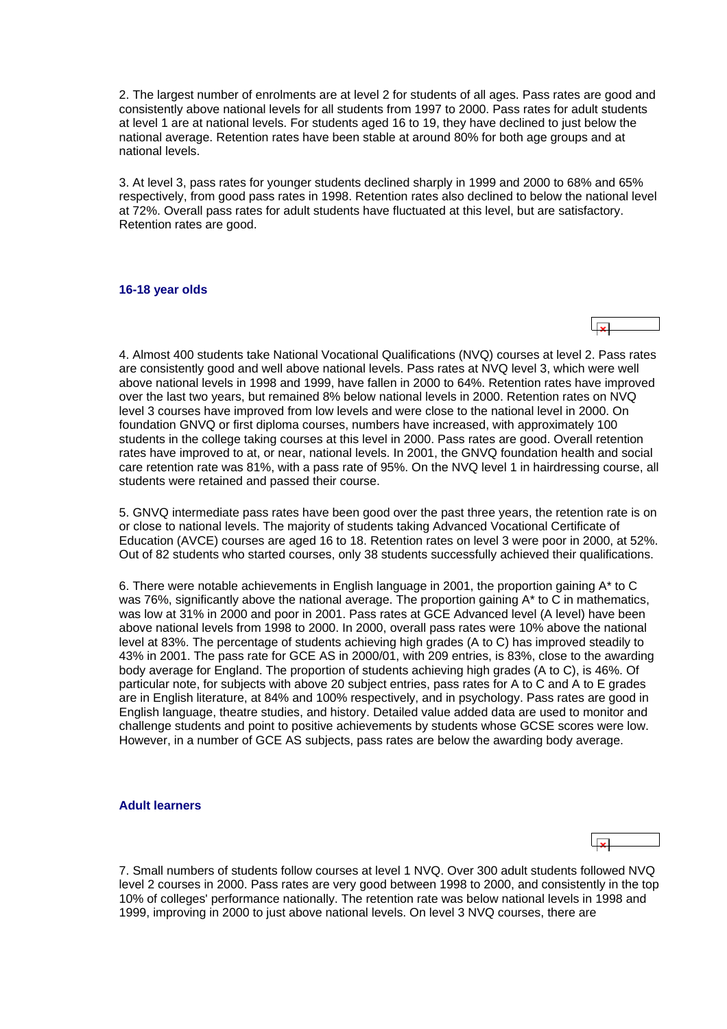2. The largest number of enrolments are at level 2 for students of all ages. Pass rates are good and consistently above national levels for all students from 1997 to 2000. Pass rates for adult students at level 1 are at national levels. For students aged 16 to 19, they have declined to just below the national average. Retention rates have been stable at around 80% for both age groups and at national levels.

3. At level 3, pass rates for younger students declined sharply in 1999 and 2000 to 68% and 65% respectively, from good pass rates in 1998. Retention rates also declined to below the national level at 72%. Overall pass rates for adult students have fluctuated at this level, but are satisfactory. Retention rates are good.

### 16-18 year olds

4. Almost 400 students take National Vocational Qualifications (NVQ) courses at level 2. Pass rates are consistently good and well above national levels. Pass rates at NVQ level 3, which were well above national levels in 1998 and 1999, have fallen in 2000 to 64%. Retention rates have improved over the last two years, but remained 8% below national levels in 2000. Retention rates on NVQ level 3 courses have improved from low levels and were close to the national level in 2000. On foundation GNVQ or first diploma courses, numbers have increased, with approximately 100 students in the college taking courses at this level in 2000. Pass rates are good. Overall retention rates have improved to at, or near, national levels. In 2001, the GNVQ foundation health and social care retention rate was 81%, with a pass rate of 95%. On the NVQ level 1 in hairdressing course, all students were retained and passed their course.

5. GNVQ intermediate pass rates have been good over the past three years, the retention rate is on or close to national levels. The majority of students taking Advanced Vocational Certificate of Education (AVCE) courses are aged 16 to 18. Retention rates on level 3 were poor in 2000, at 52%. Out of 82 students who started courses, only 38 students successfully achieved their qualifications.

6. There were notable achievements in English language in 2001, the proportion gaining A* to C was 76%, significantly above the national average. The proportion gaining A* to C in mathematics, was low at 31% in 2000 and poor in 2001. Pass rates at GCE Advanced level (A level) have been above national levels from 1998 to 2000. In 2000, overall pass rates were 10% above the national level at 83%. The percentage of students achieving high grades (A to C) has improved steadily to 43% in 2001. The pass rate for GCE AS in 2000/01, with 209 entries, is 83%, close to the awarding body average for England. The proportion of students achieving high grades (A to C), is 46%. Of particular note, for subjects with above 20 subject entries, pass rates for A to C and A to E grades are in English literature, at 84% and 100% respectively, and in psychology. Pass rates are good in English language, theatre studies, and history. Detailed value added data are used to monitor and challenge students and point to positive achievements by students whose GCSE scores were low. However, in a number of GCE AS subjects, pass rates are below the awarding body average.

### Adult learners

7. Small numbers of students follow courses at level 1 NVQ. Over 300 adult students followed NVQ level 2 courses in 2000. Pass rates are very good between 1998 to 2000, and consistently in the top 10% of colleges' performance nationally. The retention rate was below national levels in 1998 and 1999, improving in 2000 to just above national levels. On level 3 NVQ courses, there are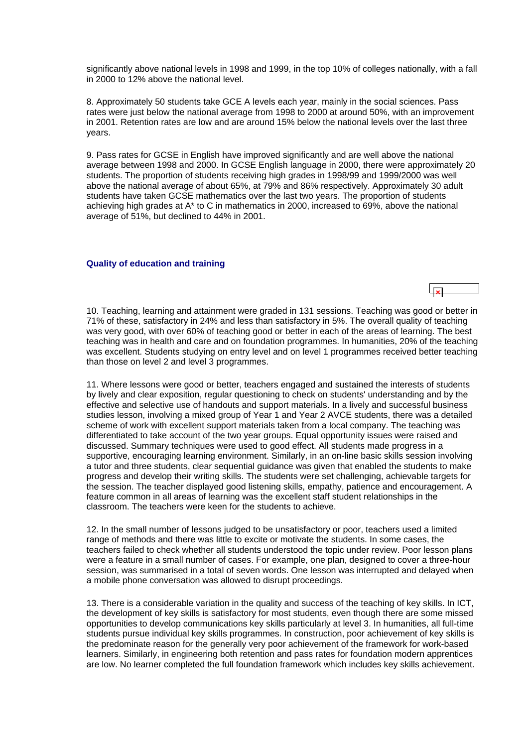significantly above national levels in 1998 and 1999, in the top 10% of colleges nationally, with a fall in 2000 to 12% above the national level.

8. Approximately 50 students take GCE A levels each year, mainly in the social sciences. Pass rates were just below the national average from 1998 to 2000 at around 50%, with an improvement in 2001. Retention rates are low and are around 15% below the national levels over the last three years.

9. Pass rates for GCSE in English have improved significantly and are well above the national average between 1998 and 2000. In GCSE English language in 2000, there were approximately 20 students. The proportion of students receiving high grades in 1998/99 and 1999/2000 was well above the national average of about 65%, at 79% and 86% respectively. Approximately 30 adult students have taken GCSE mathematics over the last two years. The proportion of students achieving high grades at A* to C in mathematics in 2000, increased to 69%, above the national average of 51%, but declined to 44% in 2001.

### Quality of education and training

10. Teaching, learning and attainment were graded in 131 sessions. Teaching was good or better in 71% of these, satisfactory in 24% and less than satisfactory in 5%. The overall quality of teaching was very good, with over 60% of teaching good or better in each of the areas of learning. The best teaching was in health and care and on foundation programmes. In humanities, 20% of the teaching was excellent. Students studying on entry level and on level 1 programmes received better teaching than those on level 2 and level 3 programmes.

11. Where lessons were good or better, teachers engaged and sustained the interests of students by lively and clear exposition, regular questioning to check on students' understanding and by the effective and selective use of handouts and support materials. In a lively and successful business studies lesson, involving a mixed group of Year 1 and Year 2 AVCE students, there was a detailed scheme of work with excellent support materials taken from a local company. The teaching was differentiated to take account of the two year groups. Equal opportunity issues were raised and discussed. Summary techniques were used to good effect. All students made progress in a supportive, encouraging learning environment. Similarly, in an on-line basic skills session involving a tutor and three students, clear sequential guidance was given that enabled the students to make progress and develop their writing skills. The students were set challenging, achievable targets for the session. The teacher displayed good listening skills, empathy, patience and encouragement. A feature common in all areas of learning was the excellent staff student relationships in the classroom. The teachers were keen for the students to achieve.

12. In the small number of lessons judged to be unsatisfactory or poor, teachers used a limited range of methods and there was little to excite or motivate the students. In some cases, the teachers failed to check whether all students understood the topic under review. Poor lesson plans were a feature in a small number of cases. For example, one plan, designed to cover a three-hour session, was summarised in a total of seven words. One lesson was interrupted and delayed when a mobile phone conversation was allowed to disrupt proceedings.

13. There is a considerable variation in the quality and success of the teaching of key skills. In ICT, the development of key skills is satisfactory for most students, even though there are some missed opportunities to develop communications key skills particularly at level 3. In humanities, all full-time students pursue individual key skills programmes. In construction, poor achievement of key skills is the predominate reason for the generally very poor achievement of the framework for work-based learners. Similarly, in engineering both retention and pass rates for foundation modern apprentices are low. No learner completed the full foundation framework which includes key skills achievement.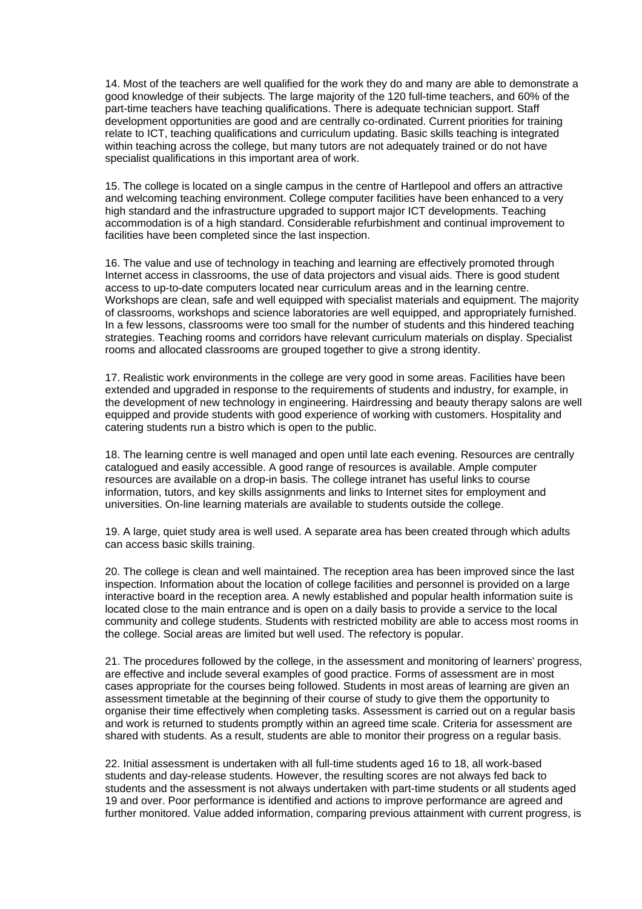14. Most of the teachers are well qualified for the work they do and many are able to demonstrate a good knowledge of their subjects. The large majority of the 120 full-time teachers, and 60% of the part-time teachers have teaching qualifications. There is adequate technician support. Staff development opportunities are good and are centrally co-ordinated. Current priorities for training relate to ICT, teaching qualifications and curriculum updating. Basic skills teaching is integrated within teaching across the college, but many tutors are not adequately trained or do not have specialist qualifications in this important area of work.

15. The college is located on a single campus in the centre of Hartlepool and offers an attractive and welcoming teaching environment. College computer facilities have been enhanced to a very high standard and the infrastructure upgraded to support major ICT developments. Teaching accommodation is of a high standard. Considerable refurbishment and continual improvement to facilities have been completed since the last inspection.

16. The value and use of technology in teaching and learning are effectively promoted through Internet access in classrooms, the use of data projectors and visual aids. There is good student access to up-to-date computers located near curriculum areas and in the learning centre. Workshops are clean, safe and well equipped with specialist materials and equipment. The majority of classrooms, workshops and science laboratories are well equipped, and appropriately furnished. In a few lessons, classrooms were too small for the number of students and this hindered teaching strategies. Teaching rooms and corridors have relevant curriculum materials on display. Specialist rooms and allocated classrooms are grouped together to give a strong identity.

17. Realistic work environments in the college are very good in some areas. Facilities have been extended and upgraded in response to the requirements of students and industry, for example, in the development of new technology in engineering. Hairdressing and beauty therapy salons are well equipped and provide students with good experience of working with customers. Hospitality and catering students run a bistro which is open to the public.

18. The learning centre is well managed and open until late each evening. Resources are centrally catalogued and easily accessible. A good range of resources is available. Ample computer resources are available on a drop-in basis. The college intranet has useful links to course information, tutors, and key skills assignments and links to Internet sites for employment and universities. On-line learning materials are available to students outside the college.

19. A large, quiet study area is well used. A separate area has been created through which adults can access basic skills training.

20. The college is clean and well maintained. The reception area has been improved since the last inspection. Information about the location of college facilities and personnel is provided on a large interactive board in the reception area. A newly established and popular health information suite is located close to the main entrance and is open on a daily basis to provide a service to the local community and college students. Students with restricted mobility are able to access most rooms in the college. Social areas are limited but well used. The refectory is popular.

21. The procedures followed by the college, in the assessment and monitoring of learners' progress, are effective and include several examples of good practice. Forms of assessment are in most cases appropriate for the courses being followed. Students in most areas of learning are given an assessment timetable at the beginning of their course of study to give them the opportunity to organise their time effectively when completing tasks. Assessment is carried out on a regular basis and work is returned to students promptly within an agreed time scale. Criteria for assessment are shared with students. As a result, students are able to monitor their progress on a regular basis.

22. Initial assessment is undertaken with all full-time students aged 16 to 18, all work-based students and day-release students. However, the resulting scores are not always fed back to students and the assessment is not always undertaken with part-time students or all students aged 19 and over. Poor performance is identified and actions to improve performance are agreed and further monitored. Value added information, comparing previous attainment with current progress, is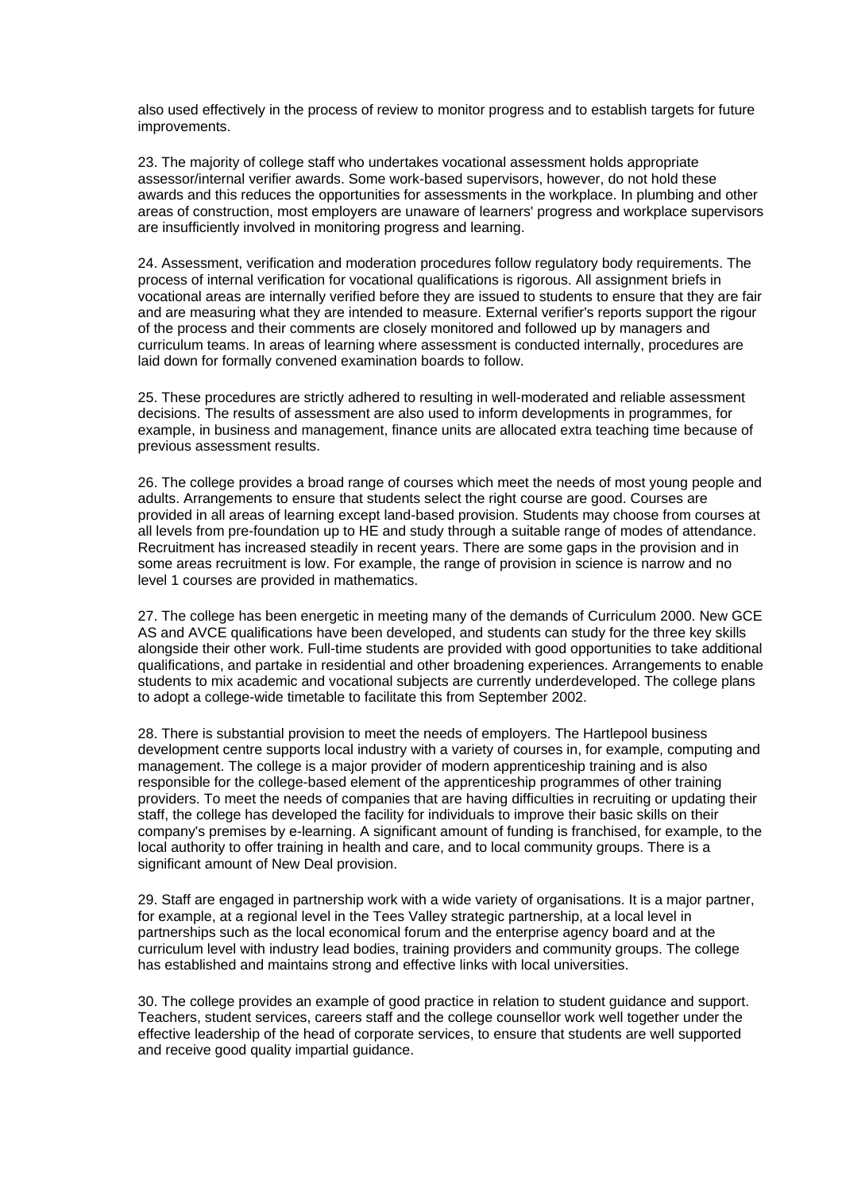also used effectively in the process of review to monitor progress and to establish targets for future improvements.

23. The majority of college staff who undertakes vocational assessment holds appropriate assessor/internal verifier awards. Some work-based supervisors, however, do not hold these awards and this reduces the opportunities for assessments in the workplace. In plumbing and other areas of construction, most employers are unaware of learners' progress and workplace supervisors are insufficiently involved in monitoring progress and learning.

24. Assessment, verification and moderation procedures follow regulatory body requirements. The process of internal verification for vocational qualifications is rigorous. All assignment briefs in vocational areas are internally verified before they are issued to students to ensure that they are fair and are measuring what they are intended to measure. External verifier's reports support the rigour of the process and their comments are closely monitored and followed up by managers and curriculum teams. In areas of learning where assessment is conducted internally, procedures are laid down for formally convened examination boards to follow.

25. These procedures are strictly adhered to resulting in well-moderated and reliable assessment decisions. The results of assessment are also used to inform developments in programmes, for example, in business and management, finance units are allocated extra teaching time because of previous assessment results.

26. The college provides a broad range of courses which meet the needs of most young people and adults. Arrangements to ensure that students select the right course are good. Courses are provided in all areas of learning except land-based provision. Students may choose from courses at all levels from pre-foundation up to HE and study through a suitable range of modes of attendance. Recruitment has increased steadily in recent years. There are some gaps in the provision and in some areas recruitment is low. For example, the range of provision in science is narrow and no level 1 courses are provided in mathematics.

27. The college has been energetic in meeting many of the demands of Curriculum 2000. New GCE AS and AVCE qualifications have been developed, and students can study for the three key skills alongside their other work. Full-time students are provided with good opportunities to take additional qualifications, and partake in residential and other broadening experiences. Arrangements to enable students to mix academic and vocational subjects are currently underdeveloped. The college plans to adopt a college-wide timetable to facilitate this from September 2002.

28. There is substantial provision to meet the needs of employers. The Hartlepool business development centre supports local industry with a variety of courses in, for example, computing and management. The college is a major provider of modern apprenticeship training and is also responsible for the college-based element of the apprenticeship programmes of other training providers. To meet the needs of companies that are having difficulties in recruiting or updating their staff, the college has developed the facility for individuals to improve their basic skills on their company's premises by e-learning. A significant amount of funding is franchised, for example, to the local authority to offer training in health and care, and to local community groups. There is a significant amount of New Deal provision.

29. Staff are engaged in partnership work with a wide variety of organisations. It is a major partner, for example, at a regional level in the Tees Valley strategic partnership, at a local level in partnerships such as the local economical forum and the enterprise agency board and at the curriculum level with industry lead bodies, training providers and community groups. The college has established and maintains strong and effective links with local universities.

30. The college provides an example of good practice in relation to student guidance and support. Teachers, student services, careers staff and the college counsellor work well together under the effective leadership of the head of corporate services, to ensure that students are well supported and receive good quality impartial guidance.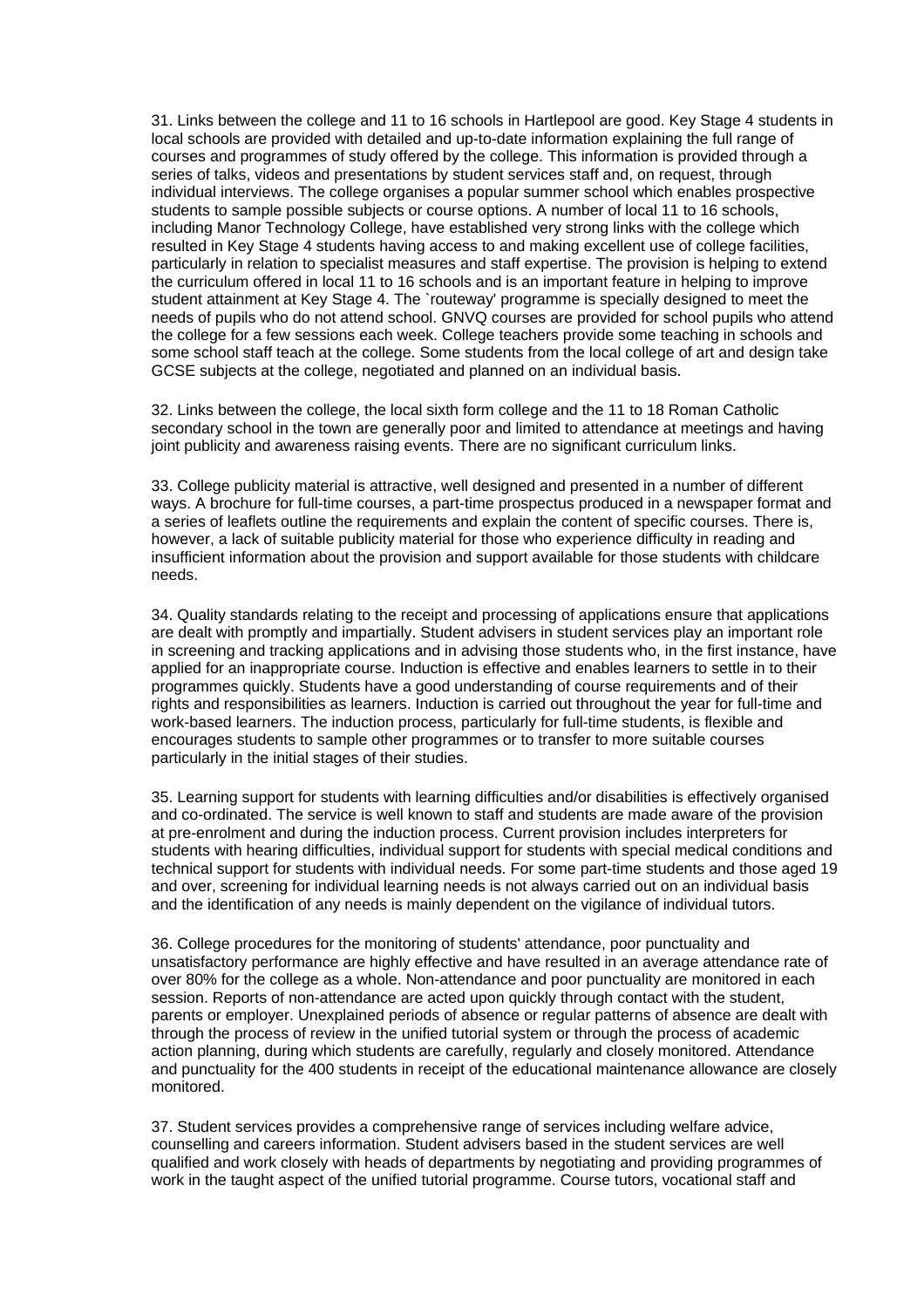31. Links between the college and 11 to 16 schools in Hartlepool are good. Key Stage 4 students in local schools are provided with detailed and up-to-date information explaining the full range of courses and programmes of study offered by the college. This information is provided through a series of talks, videos and presentations by student services staff and, on request, through individual interviews. The college organises a popular summer school which enables prospective students to sample possible subjects or course options. A number of local 11 to 16 schools, including Manor Technology College, have established very strong links with the college which resulted in Key Stage 4 students having access to and making excellent use of college facilities, particularly in relation to specialist measures and staff expertise. The provision is helping to extend the curriculum offered in local 11 to 16 schools and is an important feature in helping to improve student attainment at Key Stage 4. The `routeway' programme is specially designed to meet the needs of pupils who do not attend school. GNVQ courses are provided for school pupils who attend the college for a few sessions each week. College teachers provide some teaching in schools and some school staff teach at the college. Some students from the local college of art and design take GCSE subjects at the college, negotiated and planned on an individual basis.

32. Links between the college, the local sixth form college and the 11 to 18 Roman Catholic secondary school in the town are generally poor and limited to attendance at meetings and having joint publicity and awareness raising events. There are no significant curriculum links.

33. College publicity material is attractive, well designed and presented in a number of different ways. A brochure for full-time courses, a part-time prospectus produced in a newspaper format and a series of leaflets outline the requirements and explain the content of specific courses. There is, however, a lack of suitable publicity material for those who experience difficulty in reading and insufficient information about the provision and support available for those students with childcare needs.

34. Quality standards relating to the receipt and processing of applications ensure that applications are dealt with promptly and impartially. Student advisers in student services play an important role in screening and tracking applications and in advising those students who, in the first instance, have applied for an inappropriate course. Induction is effective and enables learners to settle in to their programmes quickly. Students have a good understanding of course requirements and of their rights and responsibilities as learners. Induction is carried out throughout the year for full-time and work-based learners. The induction process, particularly for full-time students, is flexible and encourages students to sample other programmes or to transfer to more suitable courses particularly in the initial stages of their studies.

35. Learning support for students with learning difficulties and/or disabilities is effectively organised and co-ordinated. The service is well known to staff and students are made aware of the provision at pre-enrolment and during the induction process. Current provision includes interpreters for students with hearing difficulties, individual support for students with special medical conditions and technical support for students with individual needs. For some part-time students and those aged 19 and over, screening for individual learning needs is not always carried out on an individual basis and the identification of any needs is mainly dependent on the vigilance of individual tutors.

36. College procedures for the monitoring of students' attendance, poor punctuality and unsatisfactory performance are highly effective and have resulted in an average attendance rate of over 80% for the college as a whole. Non-attendance and poor punctuality are monitored in each session. Reports of non-attendance are acted upon quickly through contact with the student, parents or employer. Unexplained periods of absence or regular patterns of absence are dealt with through the process of review in the unified tutorial system or through the process of academic action planning, during which students are carefully, regularly and closely monitored. Attendance and punctuality for the 400 students in receipt of the educational maintenance allowance are closely monitored.

37. Student services provides a comprehensive range of services including welfare advice, counselling and careers information. Student advisers based in the student services are well qualified and work closely with heads of departments by negotiating and providing programmes of work in the taught aspect of the unified tutorial programme. Course tutors, vocational staff and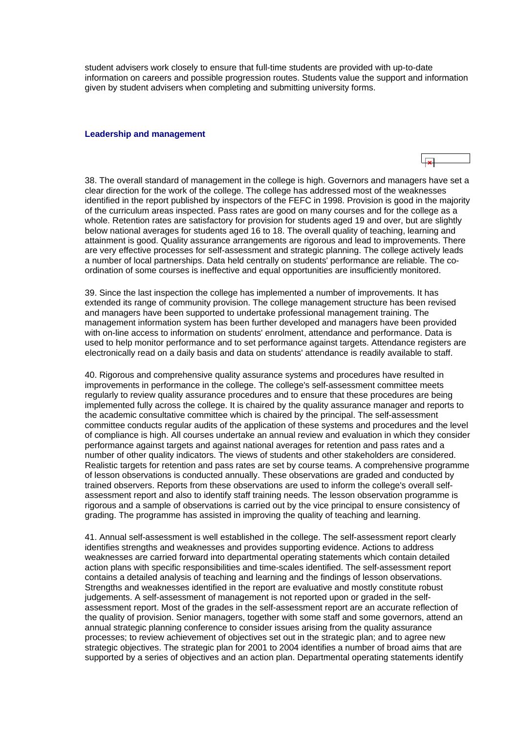student advisers work closely to ensure that full-time students are provided with up-to-date information on careers and possible progression routes. Students value the support and information given by student advisers when completing and submitting university forms.

### Leadership and management

38. The overall standard of management in the college is high. Governors and managers have set a clear direction for the work of the college. The college has addressed most of the weaknesses identified in the report published by inspectors of the FEFC in 1998. Provision is good in the majority of the curriculum areas inspected. Pass rates are good on many courses and for the college as a whole. Retention rates are satisfactory for provision for students aged 19 and over, but are slightly below national averages for students aged 16 to 18. The overall quality of teaching, learning and attainment is good. Quality assurance arrangements are rigorous and lead to improvements. There are very effective processes for self-assessment and strategic planning. The college actively leads a number of local partnerships. Data held centrally on students' performance are reliable. The co-ordination of some courses is ineffective and equal opportunities are insufficiently monitored.

39. Since the last inspection the college has implemented a number of improvements. It has extended its range of community provision. The college management structure has been revised and managers have been supported to undertake professional management training. The management information system has been further developed and managers have been provided with on-line access to information on students' enrolment, attendance and performance. Data is used to help monitor performance and to set performance against targets. Attendance registers are electronically read on a daily basis and data on students' attendance is readily available to staff.

40. Rigorous and comprehensive quality assurance systems and procedures have resulted in improvements in performance in the college. The college's self-assessment committee meets regularly to review quality assurance procedures and to ensure that these procedures are being implemented fully across the college. It is chaired by the quality assurance manager and reports to the academic consultative committee which is chaired by the principal. The self-assessment committee conducts regular audits of the application of these systems and procedures and the level of compliance is high. All courses undertake an annual review and evaluation in which they consider performance against targets and against national averages for retention and pass rates and a number of other quality indicators. The views of students and other stakeholders are considered. Realistic targets for retention and pass rates are set by course teams. A comprehensive programme of lesson observations is conducted annually. These observations are graded and conducted by trained observers. Reports from these observations are used to inform the college's overall self-assessment report and also to identify staff training needs. The lesson observation programme is rigorous and a sample of observations is carried out by the vice principal to ensure consistency of grading. The programme has assisted in improving the quality of teaching and learning.

41. Annual self-assessment is well established in the college. The self-assessment report clearly identifies strengths and weaknesses and provides supporting evidence. Actions to address weaknesses are carried forward into departmental operating statements which contain detailed action plans with specific responsibilities and time-scales identified. The self-assessment report contains a detailed analysis of teaching and learning and the findings of lesson observations. Strengths and weaknesses identified in the report are evaluative and mostly constitute robust judgements. A self-assessment of management is not reported upon or graded in the self-assessment report. Most of the grades in the self-assessment report are an accurate reflection of the quality of provision. Senior managers, together with some staff and some governors, attend an annual strategic planning conference to consider issues arising from the quality assurance processes; to review achievement of objectives set out in the strategic plan; and to agree new strategic objectives. The strategic plan for 2001 to 2004 identifies a number of broad aims that are supported by a series of objectives and an action plan. Departmental operating statements identify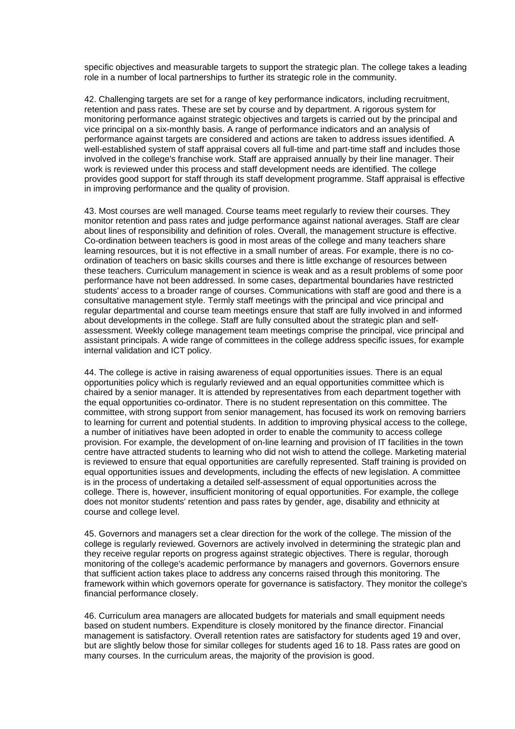specific objectives and measurable targets to support the strategic plan. The college takes a leading role in a number of local partnerships to further its strategic role in the community.

42. Challenging targets are set for a range of key performance indicators, including recruitment, retention and pass rates. These are set by course and by department. A rigorous system for monitoring performance against strategic objectives and targets is carried out by the principal and vice principal on a six-monthly basis. A range of performance indicators and an analysis of performance against targets are considered and actions are taken to address issues identified. A well-established system of staff appraisal covers all full-time and part-time staff and includes those involved in the college's franchise work. Staff are appraised annually by their line manager. Their work is reviewed under this process and staff development needs are identified. The college provides good support for staff through its staff development programme. Staff appraisal is effective in improving performance and the quality of provision.

43. Most courses are well managed. Course teams meet regularly to review their courses. They monitor retention and pass rates and judge performance against national averages. Staff are clear about lines of responsibility and definition of roles. Overall, the management structure is effective. Co-ordination between teachers is good in most areas of the college and many teachers share learning resources, but it is not effective in a small number of areas. For example, there is no co-ordination of teachers on basic skills courses and there is little exchange of resources between these teachers. Curriculum management in science is weak and as a result problems of some poor performance have not been addressed. In some cases, departmental boundaries have restricted students' access to a broader range of courses. Communications with staff are good and there is a consultative management style. Termly staff meetings with the principal and vice principal and regular departmental and course team meetings ensure that staff are fully involved in and informed about developments in the college. Staff are fully consulted about the strategic plan and self-assessment. Weekly college management team meetings comprise the principal, vice principal and assistant principals. A wide range of committees in the college address specific issues, for example internal validation and ICT policy.

44. The college is active in raising awareness of equal opportunities issues. There is an equal opportunities policy which is regularly reviewed and an equal opportunities committee which is chaired by a senior manager. It is attended by representatives from each department together with the equal opportunities co-ordinator. There is no student representation on this committee. The committee, with strong support from senior management, has focused its work on removing barriers to learning for current and potential students. In addition to improving physical access to the college, a number of initiatives have been adopted in order to enable the community to access college provision. For example, the development of on-line learning and provision of IT facilities in the town centre have attracted students to learning who did not wish to attend the college. Marketing material is reviewed to ensure that equal opportunities are carefully represented. Staff training is provided on equal opportunities issues and developments, including the effects of new legislation. A committee is in the process of undertaking a detailed self-assessment of equal opportunities across the college. There is, however, insufficient monitoring of equal opportunities. For example, the college does not monitor students' retention and pass rates by gender, age, disability and ethnicity at course and college level.

45. Governors and managers set a clear direction for the work of the college. The mission of the college is regularly reviewed. Governors are actively involved in determining the strategic plan and they receive regular reports on progress against strategic objectives. There is regular, thorough monitoring of the college's academic performance by managers and governors. Governors ensure that sufficient action takes place to address any concerns raised through this monitoring. The framework within which governors operate for governance is satisfactory. They monitor the college's financial performance closely.

46. Curriculum area managers are allocated budgets for materials and small equipment needs based on student numbers. Expenditure is closely monitored by the finance director. Financial management is satisfactory. Overall retention rates are satisfactory for students aged 19 and over, but are slightly below those for similar colleges for students aged 16 to 18. Pass rates are good on many courses. In the curriculum areas, the majority of the provision is good.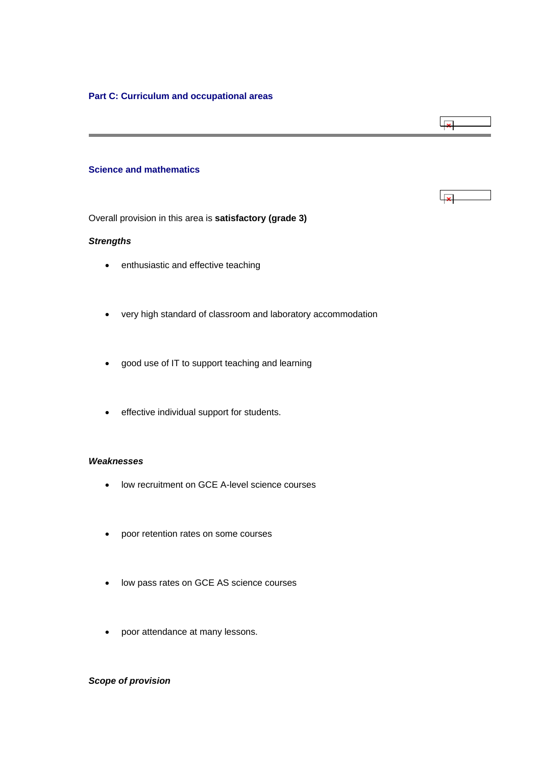## Part C: Curriculum and occupational areas

### Science and mathematics

Overall provision in this area is **satisfactory (grade 3)**

***Strengths***

- enthusiastic and effective teaching
- very high standard of classroom and laboratory accommodation
- good use of IT to support teaching and learning
- effective individual support for students.

***Weaknesses***

- low recruitment on GCE A-level science courses
- poor retention rates on some courses
- low pass rates on GCE AS science courses
- poor attendance at many lessons.

***Scope of provision***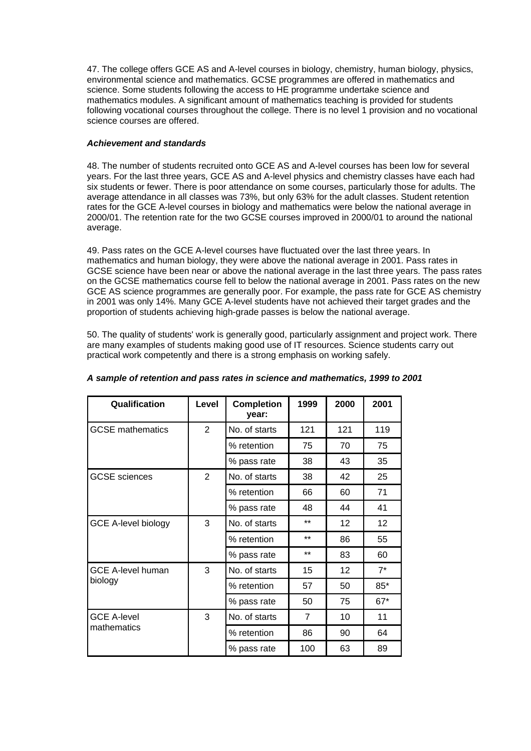47. The college offers GCE AS and A-level courses in biology, chemistry, human biology, physics, environmental science and mathematics. GCSE programmes are offered in mathematics and science. Some students following the access to HE programme undertake science and mathematics modules. A significant amount of mathematics teaching is provided for students following vocational courses throughout the college. There is no level 1 provision and no vocational science courses are offered.

***Achievement and standards***

48. The number of students recruited onto GCE AS and A-level courses has been low for several years. For the last three years, GCE AS and A-level physics and chemistry classes have each had six students or fewer. There is poor attendance on some courses, particularly those for adults. The average attendance in all classes was 73%, but only 63% for the adult classes. Student retention rates for the GCE A-level courses in biology and mathematics were below the national average in 2000/01. The retention rate for the two GCSE courses improved in 2000/01 to around the national average.

49. Pass rates on the GCE A-level courses have fluctuated over the last three years. In mathematics and human biology, they were above the national average in 2001. Pass rates in GCSE science have been near or above the national average in the last three years. The pass rates on the GCSE mathematics course fell to below the national average in 2001. Pass rates on the new GCE AS science programmes are generally poor. For example, the pass rate for GCE AS chemistry in 2001 was only 14%. Many GCE A-level students have not achieved their target grades and the proportion of students achieving high-grade passes is below the national average.

50. The quality of students' work is generally good, particularly assignment and project work. There are many examples of students making good use of IT resources. Science students carry out practical work competently and there is a strong emphasis on working safely.

***A sample of retention and pass rates in science and mathematics, 1999 to 2001***

| Qualification | Level | Completion year: | 1999 | 2000 | 2001 |
|---|---|---|---|---|---|
| GCSE mathematics | 2 | No. of starts | 121 | 121 | 119 |
| | | % retention | 75 | 70 | 75 |
| | | % pass rate | 38 | 43 | 35 |
| GCSE sciences | 2 | No. of starts | 38 | 42 | 25 |
| | | % retention | 66 | 60 | 71 |
| | | % pass rate | 48 | 44 | 41 |
| GCE A-level biology | 3 | No. of starts | ** | 12 | 12 |
| | | % retention | ** | 86 | 55 |
| | | % pass rate | ** | 83 | 60 |
| GCE A-level human biology | 3 | No. of starts | 15 | 12 | 7* |
| | | % retention | 57 | 50 | 85* |
| | | % pass rate | 50 | 75 | 67* |
| GCE A-level mathematics | 3 | No. of starts | 7 | 10 | 11 |
| | | % retention | 86 | 90 | 64 |
| | | % pass rate | 100 | 63 | 89 |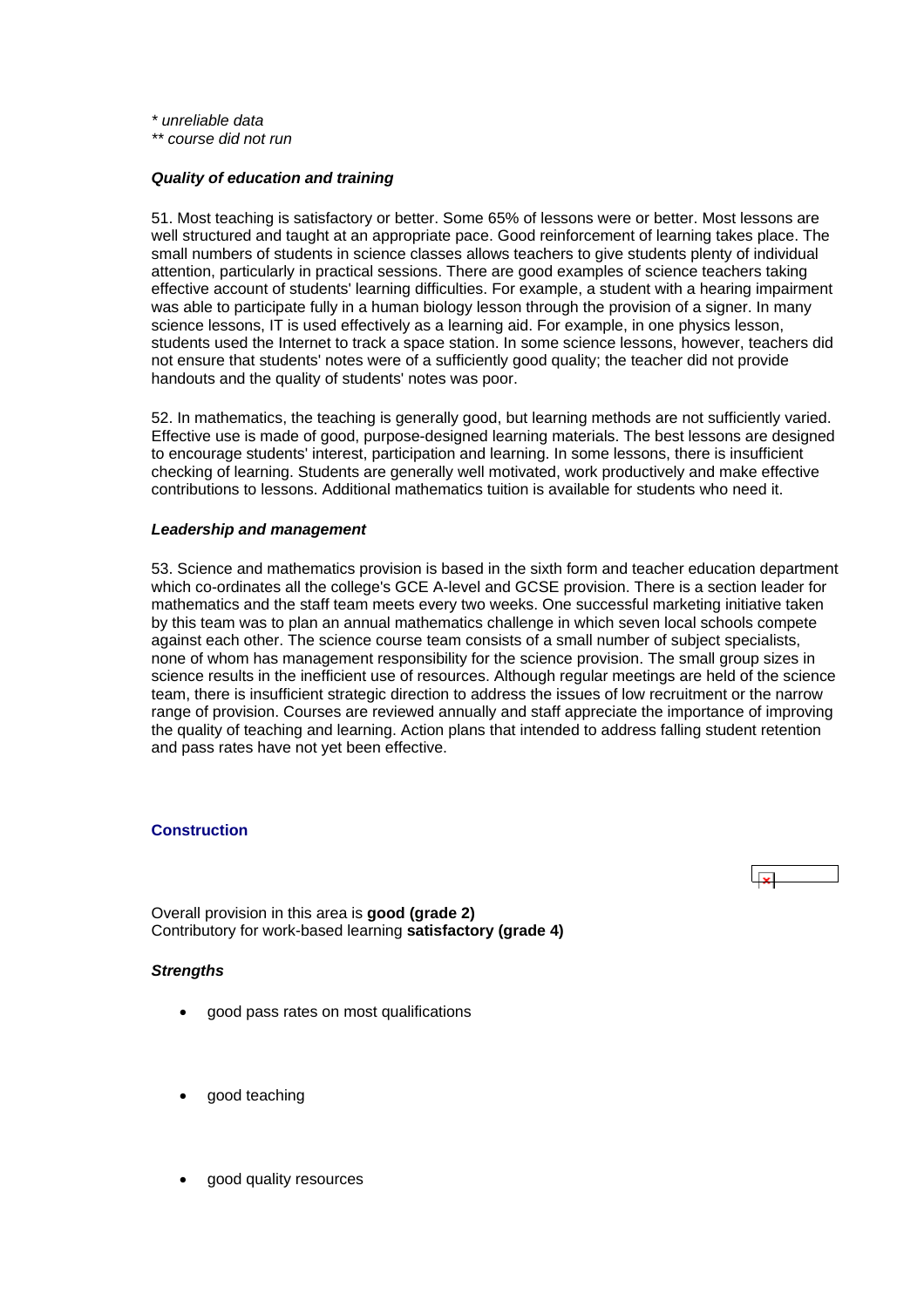*\* unreliable data*
*\*\* course did not run*

***Quality of education and training***

51. Most teaching is satisfactory or better. Some 65% of lessons were or better. Most lessons are well structured and taught at an appropriate pace. Good reinforcement of learning takes place. The small numbers of students in science classes allows teachers to give students plenty of individual attention, particularly in practical sessions. There are good examples of science teachers taking effective account of students' learning difficulties. For example, a student with a hearing impairment was able to participate fully in a human biology lesson through the provision of a signer. In many science lessons, IT is used effectively as a learning aid. For example, in one physics lesson, students used the Internet to track a space station. In some science lessons, however, teachers did not ensure that students' notes were of a sufficiently good quality; the teacher did not provide handouts and the quality of students' notes was poor.

52. In mathematics, the teaching is generally good, but learning methods are not sufficiently varied. Effective use is made of good, purpose-designed learning materials. The best lessons are designed to encourage students' interest, participation and learning. In some lessons, there is insufficient checking of learning. Students are generally well motivated, work productively and make effective contributions to lessons. Additional mathematics tuition is available for students who need it.

***Leadership and management***

53. Science and mathematics provision is based in the sixth form and teacher education department which co-ordinates all the college's GCE A-level and GCSE provision. There is a section leader for mathematics and the staff team meets every two weeks. One successful marketing initiative taken by this team was to plan an annual mathematics challenge in which seven local schools compete against each other. The science course team consists of a small number of subject specialists, none of whom has management responsibility for the science provision. The small group sizes in science results in the inefficient use of resources. Although regular meetings are held of the science team, there is insufficient strategic direction to address the issues of low recruitment or the narrow range of provision. Courses are reviewed annually and staff appreciate the importance of improving the quality of teaching and learning. Action plans that intended to address falling student retention and pass rates have not yet been effective.

## Construction

Overall provision in this area is **good (grade 2)**
Contributory for work-based learning **satisfactory (grade 4)**

***Strengths***

- good pass rates on most qualifications
- good teaching
- good quality resources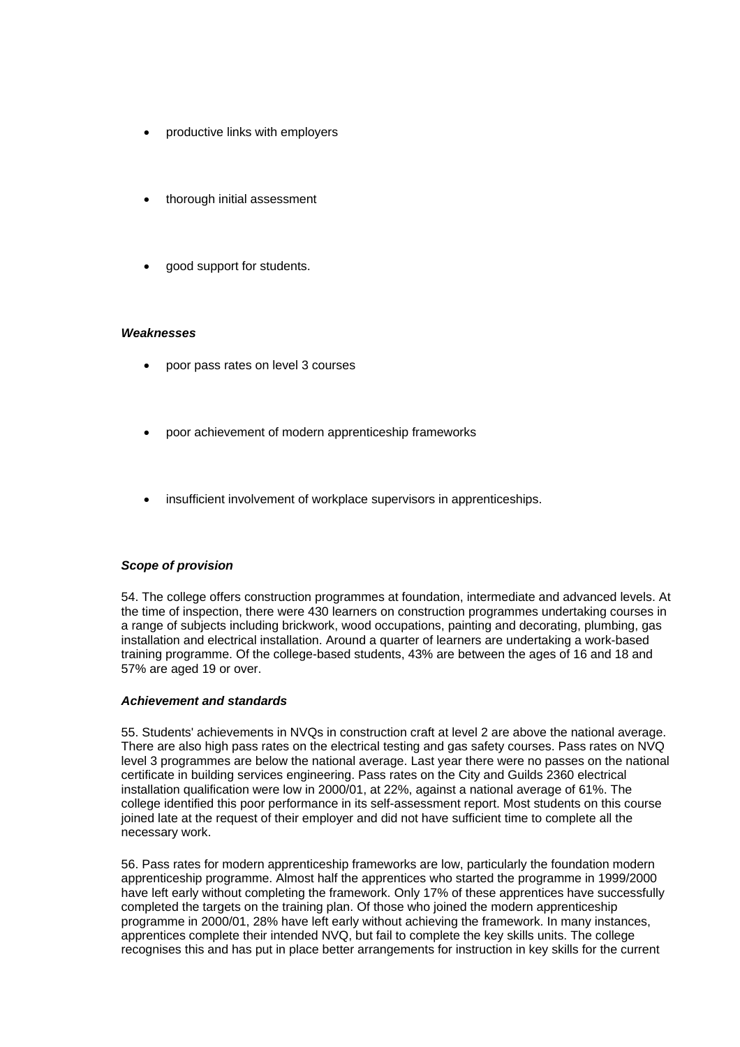- productive links with employers
- thorough initial assessment
- good support for students.

***Weaknesses***

- poor pass rates on level 3 courses
- poor achievement of modern apprenticeship frameworks
- insufficient involvement of workplace supervisors in apprenticeships.

***Scope of provision***

54. The college offers construction programmes at foundation, intermediate and advanced levels. At the time of inspection, there were 430 learners on construction programmes undertaking courses in a range of subjects including brickwork, wood occupations, painting and decorating, plumbing, gas installation and electrical installation. Around a quarter of learners are undertaking a work-based training programme. Of the college-based students, 43% are between the ages of 16 and 18 and 57% are aged 19 or over.

***Achievement and standards***

55. Students' achievements in NVQs in construction craft at level 2 are above the national average. There are also high pass rates on the electrical testing and gas safety courses. Pass rates on NVQ level 3 programmes are below the national average. Last year there were no passes on the national certificate in building services engineering. Pass rates on the City and Guilds 2360 electrical installation qualification were low in 2000/01, at 22%, against a national average of 61%. The college identified this poor performance in its self-assessment report. Most students on this course joined late at the request of their employer and did not have sufficient time to complete all the necessary work.

56. Pass rates for modern apprenticeship frameworks are low, particularly the foundation modern apprenticeship programme. Almost half the apprentices who started the programme in 1999/2000 have left early without completing the framework. Only 17% of these apprentices have successfully completed the targets on the training plan. Of those who joined the modern apprenticeship programme in 2000/01, 28% have left early without achieving the framework. In many instances, apprentices complete their intended NVQ, but fail to complete the key skills units. The college recognises this and has put in place better arrangements for instruction in key skills for the current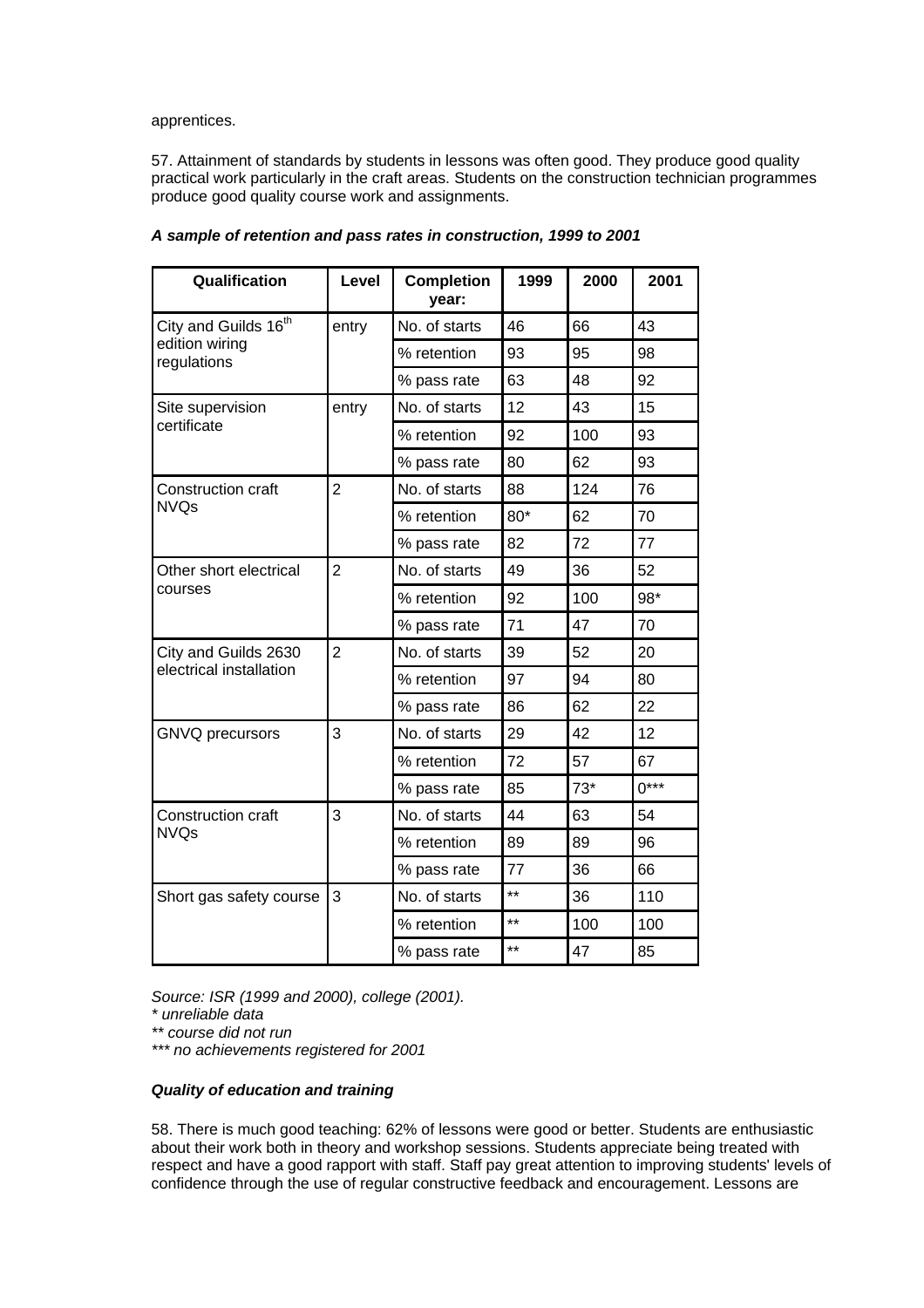apprentices.

57. Attainment of standards by students in lessons was often good. They produce good quality practical work particularly in the craft areas. Students on the construction technician programmes produce good quality course work and assignments.

***A sample of retention and pass rates in construction, 1999 to 2001***

| Qualification | Level | Completion year: | 1999 | 2000 | 2001 |
|---|---|---|---|---|---|
| City and Guilds 16th edition wiring regulations | entry | No. of starts | 46 | 66 | 43 |
| | | % retention | 93 | 95 | 98 |
| | | % pass rate | 63 | 48 | 92 |
| Site supervision certificate | entry | No. of starts | 12 | 43 | 15 |
| | | % retention | 92 | 100 | 93 |
| | | % pass rate | 80 | 62 | 93 |
| Construction craft NVQs | 2 | No. of starts | 88 | 124 | 76 |
| | | % retention | 80* | 62 | 70 |
| | | % pass rate | 82 | 72 | 77 |
| Other short electrical courses | 2 | No. of starts | 49 | 36 | 52 |
| | | % retention | 92 | 100 | 98* |
| | | % pass rate | 71 | 47 | 70 |
| City and Guilds 2630 electrical installation | 2 | No. of starts | 39 | 52 | 20 |
| | | % retention | 97 | 94 | 80 |
| | | % pass rate | 86 | 62 | 22 |
| GNVQ precursors | 3 | No. of starts | 29 | 42 | 12 |
| | | % retention | 72 | 57 | 67 |
| | | % pass rate | 85 | 73* | 0*** |
| Construction craft NVQs | 3 | No. of starts | 44 | 63 | 54 |
| | | % retention | 89 | 89 | 96 |
| | | % pass rate | 77 | 36 | 66 |
| Short gas safety course | 3 | No. of starts | ** | 36 | 110 |
| | | % retention | ** | 100 | 100 |
| | | % pass rate | ** | 47 | 85 |

*Source: ISR (1999 and 2000), college (2001).*
*\* unreliable data*
*\*\* course did not run*
*\*\*\* no achievements registered for 2001*

***Quality of education and training***

58. There is much good teaching: 62% of lessons were good or better. Students are enthusiastic about their work both in theory and workshop sessions. Students appreciate being treated with respect and have a good rapport with staff. Staff pay great attention to improving students' levels of confidence through the use of regular constructive feedback and encouragement. Lessons are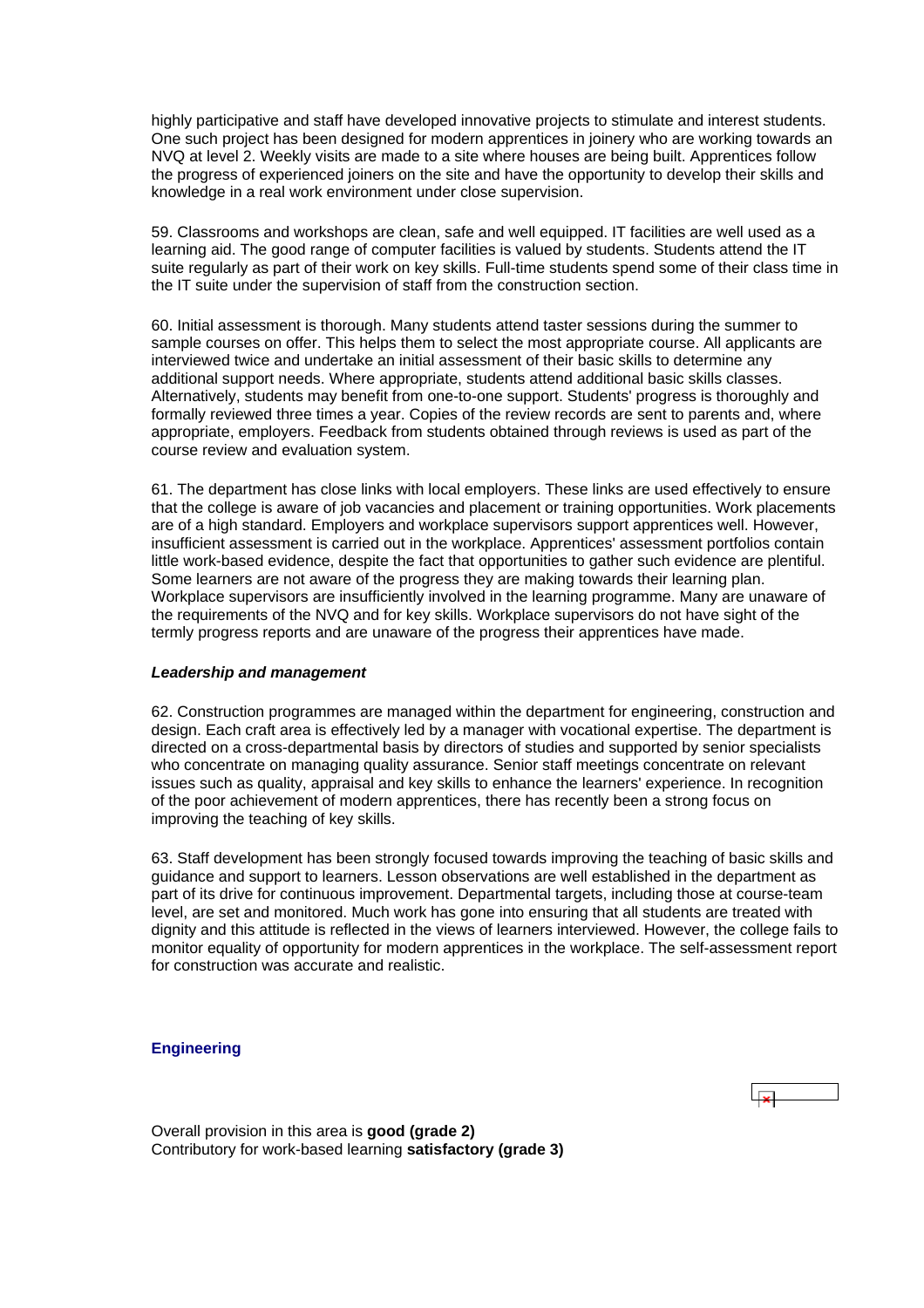highly participative and staff have developed innovative projects to stimulate and interest students. One such project has been designed for modern apprentices in joinery who are working towards an NVQ at level 2. Weekly visits are made to a site where houses are being built. Apprentices follow the progress of experienced joiners on the site and have the opportunity to develop their skills and knowledge in a real work environment under close supervision.

59. Classrooms and workshops are clean, safe and well equipped. IT facilities are well used as a learning aid. The good range of computer facilities is valued by students. Students attend the IT suite regularly as part of their work on key skills. Full-time students spend some of their class time in the IT suite under the supervision of staff from the construction section.

60. Initial assessment is thorough. Many students attend taster sessions during the summer to sample courses on offer. This helps them to select the most appropriate course. All applicants are interviewed twice and undertake an initial assessment of their basic skills to determine any additional support needs. Where appropriate, students attend additional basic skills classes. Alternatively, students may benefit from one-to-one support. Students' progress is thoroughly and formally reviewed three times a year. Copies of the review records are sent to parents and, where appropriate, employers. Feedback from students obtained through reviews is used as part of the course review and evaluation system.

61. The department has close links with local employers. These links are used effectively to ensure that the college is aware of job vacancies and placement or training opportunities. Work placements are of a high standard. Employers and workplace supervisors support apprentices well. However, insufficient assessment is carried out in the workplace. Apprentices' assessment portfolios contain little work-based evidence, despite the fact that opportunities to gather such evidence are plentiful. Some learners are not aware of the progress they are making towards their learning plan. Workplace supervisors are insufficiently involved in the learning programme. Many are unaware of the requirements of the NVQ and for key skills. Workplace supervisors do not have sight of the termly progress reports and are unaware of the progress their apprentices have made.

***Leadership and management***

62. Construction programmes are managed within the department for engineering, construction and design. Each craft area is effectively led by a manager with vocational expertise. The department is directed on a cross-departmental basis by directors of studies and supported by senior specialists who concentrate on managing quality assurance. Senior staff meetings concentrate on relevant issues such as quality, appraisal and key skills to enhance the learners' experience. In recognition of the poor achievement of modern apprentices, there has recently been a strong focus on improving the teaching of key skills.

63. Staff development has been strongly focused towards improving the teaching of basic skills and guidance and support to learners. Lesson observations are well established in the department as part of its drive for continuous improvement. Departmental targets, including those at course-team level, are set and monitored. Much work has gone into ensuring that all students are treated with dignity and this attitude is reflected in the views of learners interviewed. However, the college fails to monitor equality of opportunity for modern apprentices in the workplace. The self-assessment report for construction was accurate and realistic.

### Engineering

Overall provision in this area is **good (grade 2)**
Contributory for work-based learning **satisfactory (grade 3)**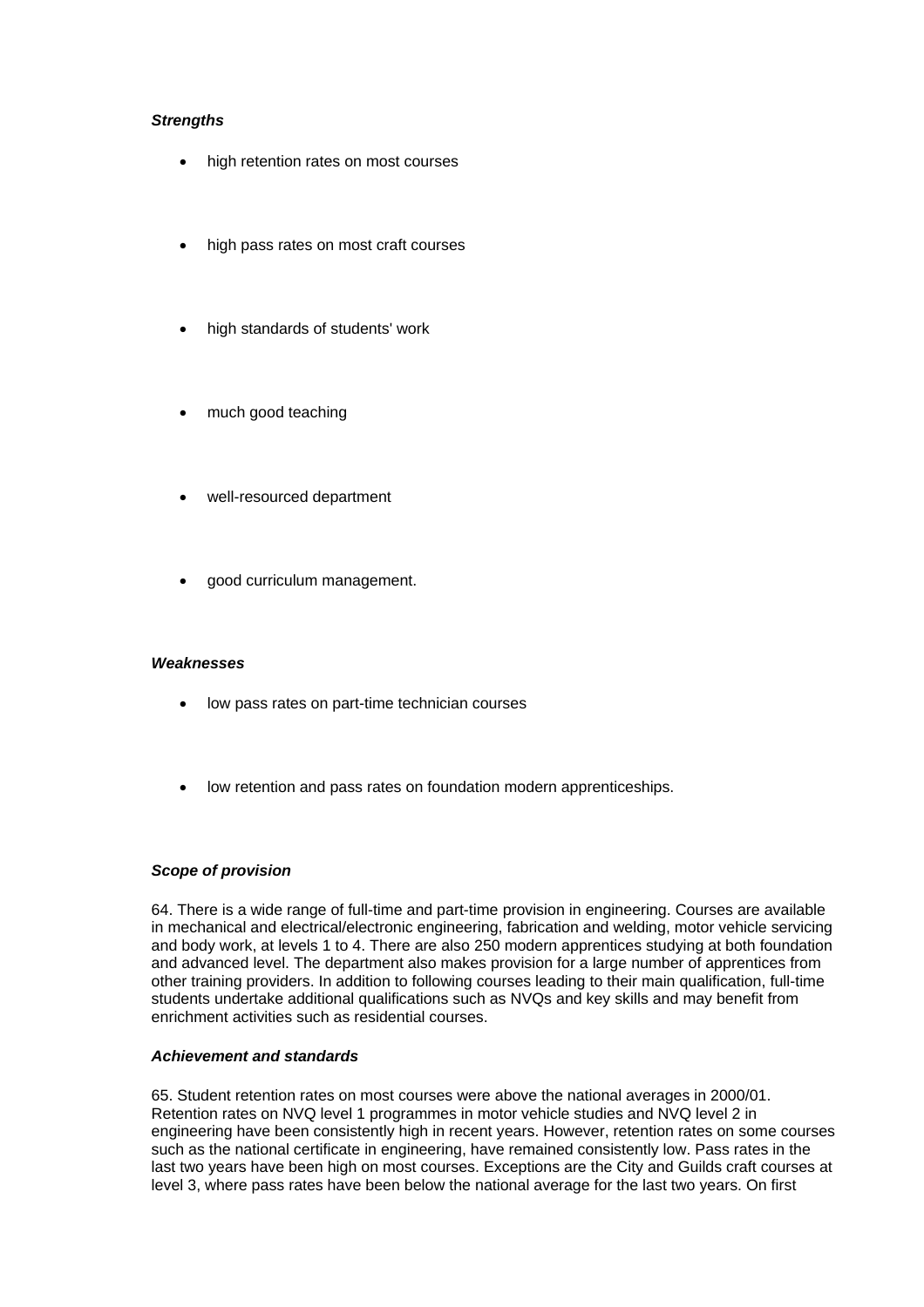***Strengths***

- high retention rates on most courses
- high pass rates on most craft courses
- high standards of students' work
- much good teaching
- well-resourced department
- good curriculum management.

***Weaknesses***

- low pass rates on part-time technician courses
- low retention and pass rates on foundation modern apprenticeships.

***Scope of provision***

64. There is a wide range of full-time and part-time provision in engineering. Courses are available in mechanical and electrical/electronic engineering, fabrication and welding, motor vehicle servicing and body work, at levels 1 to 4. There are also 250 modern apprentices studying at both foundation and advanced level. The department also makes provision for a large number of apprentices from other training providers. In addition to following courses leading to their main qualification, full-time students undertake additional qualifications such as NVQs and key skills and may benefit from enrichment activities such as residential courses.

***Achievement and standards***

65. Student retention rates on most courses were above the national averages in 2000/01. Retention rates on NVQ level 1 programmes in motor vehicle studies and NVQ level 2 in engineering have been consistently high in recent years. However, retention rates on some courses such as the national certificate in engineering, have remained consistently low. Pass rates in the last two years have been high on most courses. Exceptions are the City and Guilds craft courses at level 3, where pass rates have been below the national average for the last two years. On first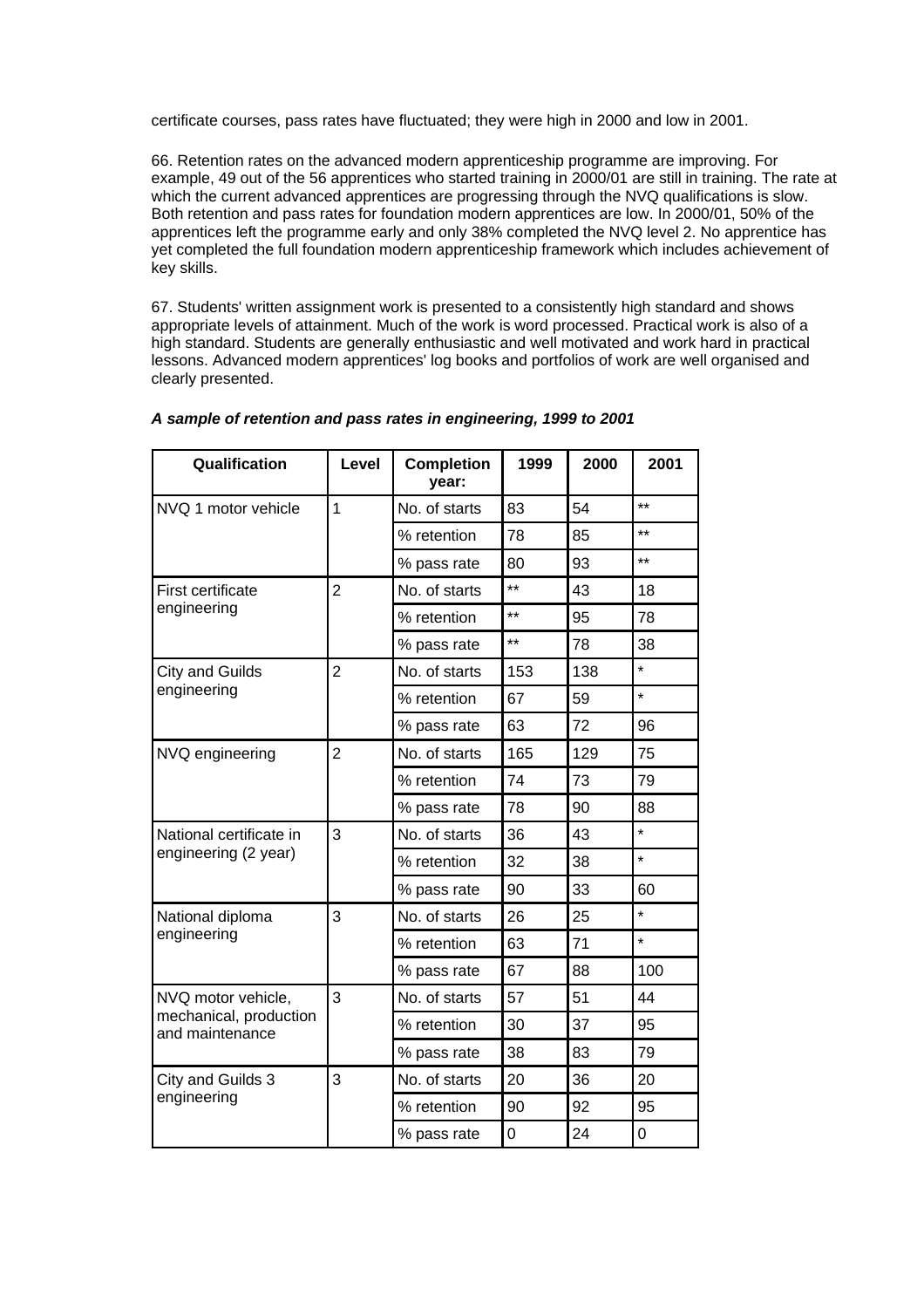certificate courses, pass rates have fluctuated; they were high in 2000 and low in 2001.

66. Retention rates on the advanced modern apprenticeship programme are improving. For example, 49 out of the 56 apprentices who started training in 2000/01 are still in training. The rate at which the current advanced apprentices are progressing through the NVQ qualifications is slow. Both retention and pass rates for foundation modern apprentices are low. In 2000/01, 50% of the apprentices left the programme early and only 38% completed the NVQ level 2. No apprentice has yet completed the full foundation modern apprenticeship framework which includes achievement of key skills.

67. Students' written assignment work is presented to a consistently high standard and shows appropriate levels of attainment. Much of the work is word processed. Practical work is also of a high standard. Students are generally enthusiastic and well motivated and work hard in practical lessons. Advanced modern apprentices' log books and portfolios of work are well organised and clearly presented.

***A sample of retention and pass rates in engineering, 1999 to 2001***

| Qualification | Level | Completion year: | 1999 | 2000 | 2001 |
|---|---|---|---|---|---|
| NVQ 1 motor vehicle | 1 | No. of starts | 83 | 54 | ** |
| | | % retention | 78 | 85 | ** |
| | | % pass rate | 80 | 93 | ** |
| First certificate engineering | 2 | No. of starts | ** | 43 | 18 |
| | | % retention | ** | 95 | 78 |
| | | % pass rate | ** | 78 | 38 |
| City and Guilds engineering | 2 | No. of starts | 153 | 138 | * |
| | | % retention | 67 | 59 | * |
| | | % pass rate | 63 | 72 | 96 |
| NVQ engineering | 2 | No. of starts | 165 | 129 | 75 |
| | | % retention | 74 | 73 | 79 |
| | | % pass rate | 78 | 90 | 88 |
| National certificate in engineering (2 year) | 3 | No. of starts | 36 | 43 | * |
| | | % retention | 32 | 38 | * |
| | | % pass rate | 90 | 33 | 60 |
| National diploma engineering | 3 | No. of starts | 26 | 25 | * |
| | | % retention | 63 | 71 | * |
| | | % pass rate | 67 | 88 | 100 |
| NVQ motor vehicle, mechanical, production and maintenance | 3 | No. of starts | 57 | 51 | 44 |
| | | % retention | 30 | 37 | 95 |
| | | % pass rate | 38 | 83 | 79 |
| City and Guilds 3 engineering | 3 | No. of starts | 20 | 36 | 20 |
| | | % retention | 90 | 92 | 95 |
| | | % pass rate | 0 | 24 | 0 |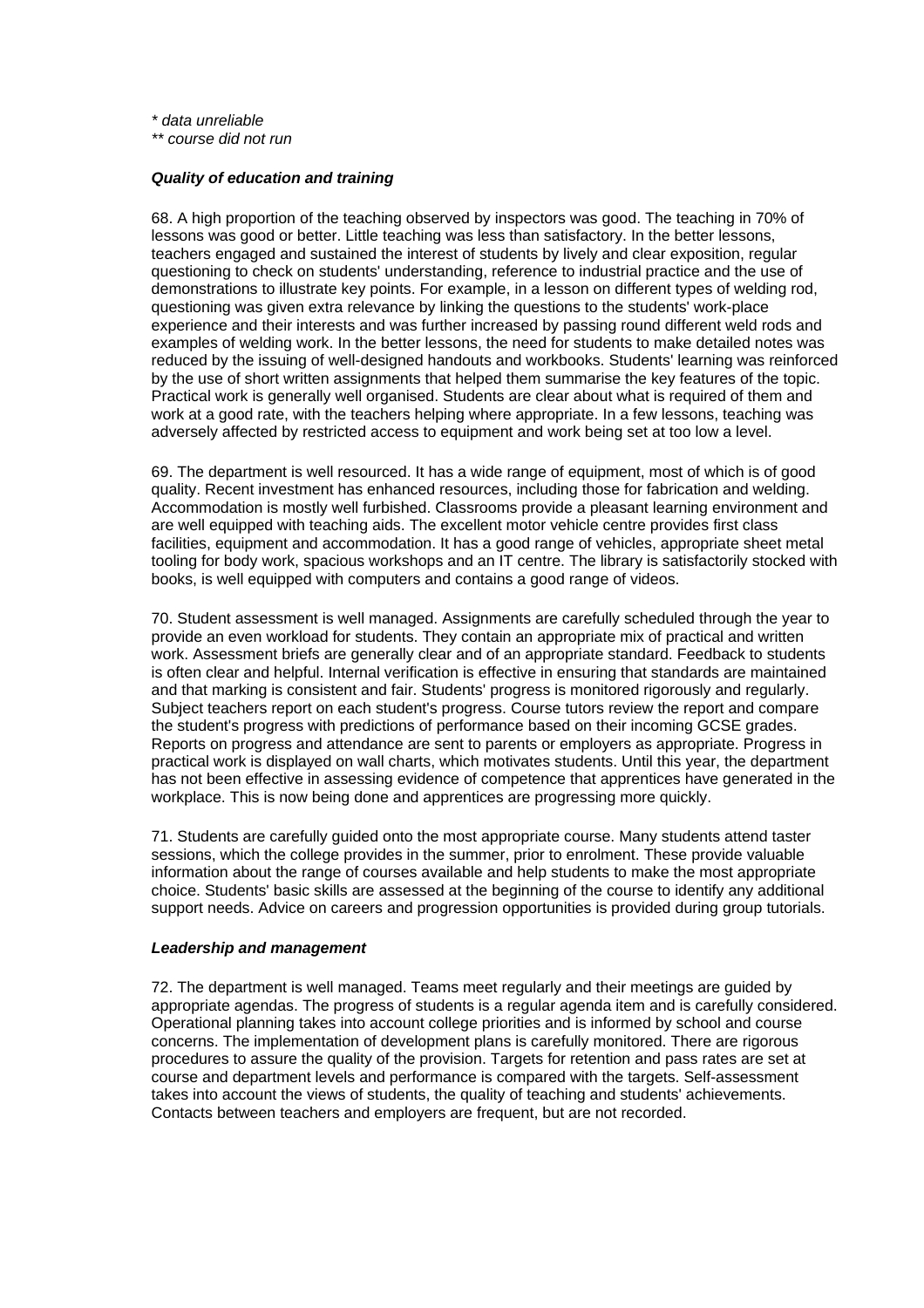*\* data unreliable*
*\*\* course did not run*

***Quality of education and training***

68. A high proportion of the teaching observed by inspectors was good. The teaching in 70% of lessons was good or better. Little teaching was less than satisfactory. In the better lessons, teachers engaged and sustained the interest of students by lively and clear exposition, regular questioning to check on students' understanding, reference to industrial practice and the use of demonstrations to illustrate key points. For example, in a lesson on different types of welding rod, questioning was given extra relevance by linking the questions to the students' work-place experience and their interests and was further increased by passing round different weld rods and examples of welding work. In the better lessons, the need for students to make detailed notes was reduced by the issuing of well-designed handouts and workbooks. Students' learning was reinforced by the use of short written assignments that helped them summarise the key features of the topic. Practical work is generally well organised. Students are clear about what is required of them and work at a good rate, with the teachers helping where appropriate. In a few lessons, teaching was adversely affected by restricted access to equipment and work being set at too low a level.

69. The department is well resourced. It has a wide range of equipment, most of which is of good quality. Recent investment has enhanced resources, including those for fabrication and welding. Accommodation is mostly well furbished. Classrooms provide a pleasant learning environment and are well equipped with teaching aids. The excellent motor vehicle centre provides first class facilities, equipment and accommodation. It has a good range of vehicles, appropriate sheet metal tooling for body work, spacious workshops and an IT centre. The library is satisfactorily stocked with books, is well equipped with computers and contains a good range of videos.

70. Student assessment is well managed. Assignments are carefully scheduled through the year to provide an even workload for students. They contain an appropriate mix of practical and written work. Assessment briefs are generally clear and of an appropriate standard. Feedback to students is often clear and helpful. Internal verification is effective in ensuring that standards are maintained and that marking is consistent and fair. Students' progress is monitored rigorously and regularly. Subject teachers report on each student's progress. Course tutors review the report and compare the student's progress with predictions of performance based on their incoming GCSE grades. Reports on progress and attendance are sent to parents or employers as appropriate. Progress in practical work is displayed on wall charts, which motivates students. Until this year, the department has not been effective in assessing evidence of competence that apprentices have generated in the workplace. This is now being done and apprentices are progressing more quickly.

71. Students are carefully guided onto the most appropriate course. Many students attend taster sessions, which the college provides in the summer, prior to enrolment. These provide valuable information about the range of courses available and help students to make the most appropriate choice. Students' basic skills are assessed at the beginning of the course to identify any additional support needs. Advice on careers and progression opportunities is provided during group tutorials.

***Leadership and management***

72. The department is well managed. Teams meet regularly and their meetings are guided by appropriate agendas. The progress of students is a regular agenda item and is carefully considered. Operational planning takes into account college priorities and is informed by school and course concerns. The implementation of development plans is carefully monitored. There are rigorous procedures to assure the quality of the provision. Targets for retention and pass rates are set at course and department levels and performance is compared with the targets. Self-assessment takes into account the views of students, the quality of teaching and students' achievements. Contacts between teachers and employers are frequent, but are not recorded.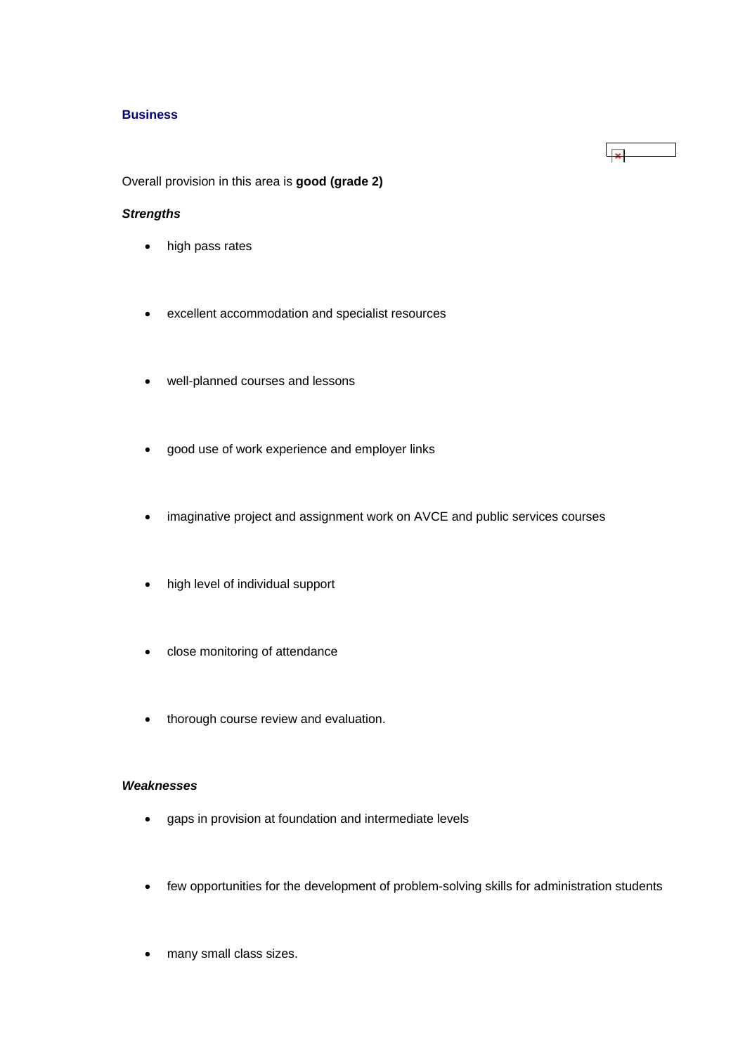## Business

Overall provision in this area is **good (grade 2)**

***Strengths***

- high pass rates
- excellent accommodation and specialist resources
- well-planned courses and lessons
- good use of work experience and employer links
- imaginative project and assignment work on AVCE and public services courses
- high level of individual support
- close monitoring of attendance
- thorough course review and evaluation.

***Weaknesses***

- gaps in provision at foundation and intermediate levels
- few opportunities for the development of problem-solving skills for administration students
- many small class sizes.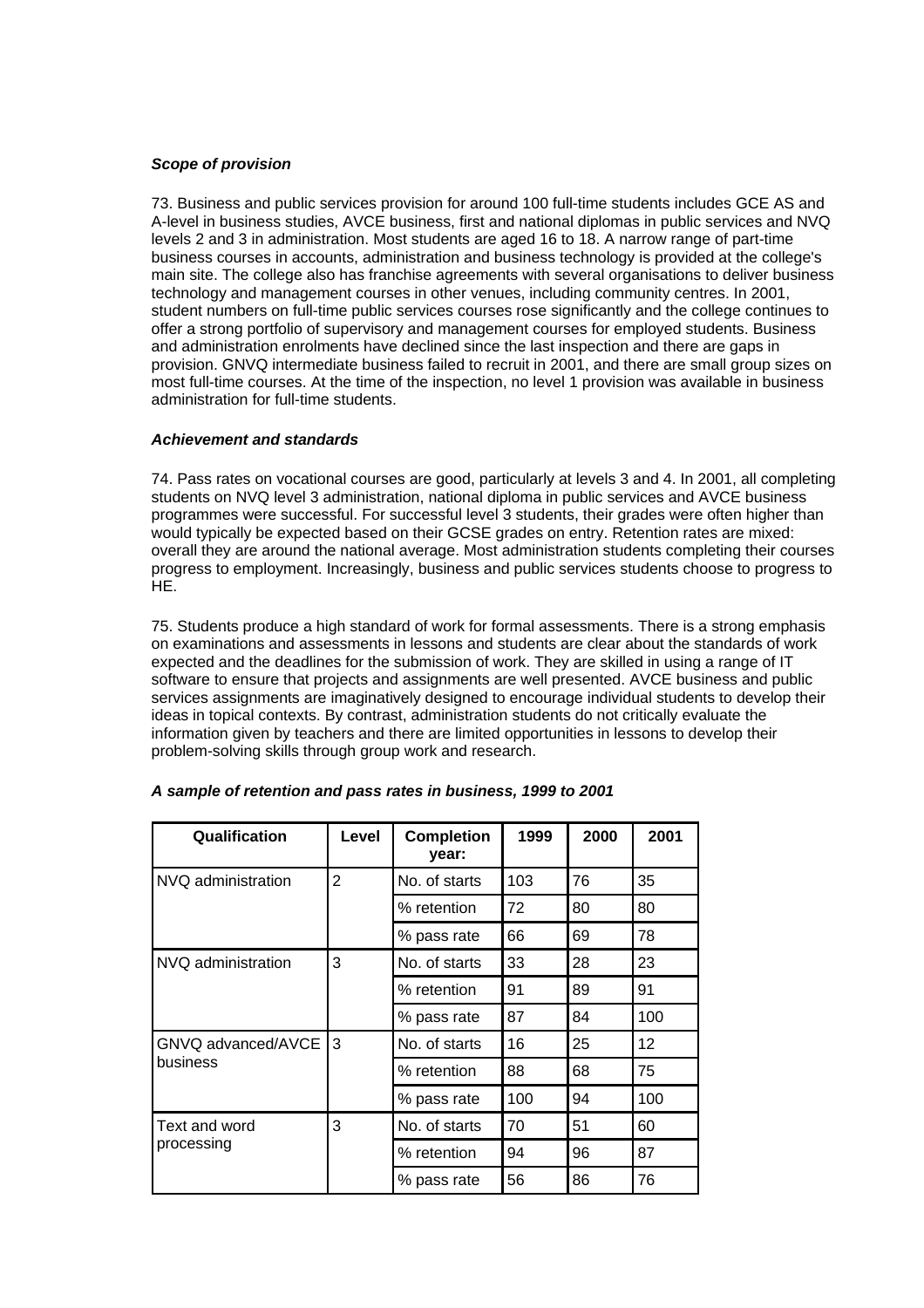*Scope of provision*

73. Business and public services provision for around 100 full-time students includes GCE AS and A-level in business studies, AVCE business, first and national diplomas in public services and NVQ levels 2 and 3 in administration. Most students are aged 16 to 18. A narrow range of part-time business courses in accounts, administration and business technology is provided at the college's main site. The college also has franchise agreements with several organisations to deliver business technology and management courses in other venues, including community centres. In 2001, student numbers on full-time public services courses rose significantly and the college continues to offer a strong portfolio of supervisory and management courses for employed students. Business and administration enrolments have declined since the last inspection and there are gaps in provision. GNVQ intermediate business failed to recruit in 2001, and there are small group sizes on most full-time courses. At the time of the inspection, no level 1 provision was available in business administration for full-time students.

*Achievement and standards*

74. Pass rates on vocational courses are good, particularly at levels 3 and 4. In 2001, all completing students on NVQ level 3 administration, national diploma in public services and AVCE business programmes were successful. For successful level 3 students, their grades were often higher than would typically be expected based on their GCSE grades on entry. Retention rates are mixed: overall they are around the national average. Most administration students completing their courses progress to employment. Increasingly, business and public services students choose to progress to HE.

75. Students produce a high standard of work for formal assessments. There is a strong emphasis on examinations and assessments in lessons and students are clear about the standards of work expected and the deadlines for the submission of work. They are skilled in using a range of IT software to ensure that projects and assignments are well presented. AVCE business and public services assignments are imaginatively designed to encourage individual students to develop their ideas in topical contexts. By contrast, administration students do not critically evaluate the information given by teachers and there are limited opportunities in lessons to develop their problem-solving skills through group work and research.

***A sample of retention and pass rates in business, 1999 to 2001***

| Qualification | Level | Completion year: | 1999 | 2000 | 2001 |
|---|---|---|---|---|---|
| NVQ administration | 2 | No. of starts | 103 | 76 | 35 |
| | | % retention | 72 | 80 | 80 |
| | | % pass rate | 66 | 69 | 78 |
| NVQ administration | 3 | No. of starts | 33 | 28 | 23 |
| | | % retention | 91 | 89 | 91 |
| | | % pass rate | 87 | 84 | 100 |
| GNVQ advanced/AVCE business | 3 | No. of starts | 16 | 25 | 12 |
| | | % retention | 88 | 68 | 75 |
| | | % pass rate | 100 | 94 | 100 |
| Text and word processing | 3 | No. of starts | 70 | 51 | 60 |
| | | % retention | 94 | 96 | 87 |
| | | % pass rate | 56 | 86 | 76 |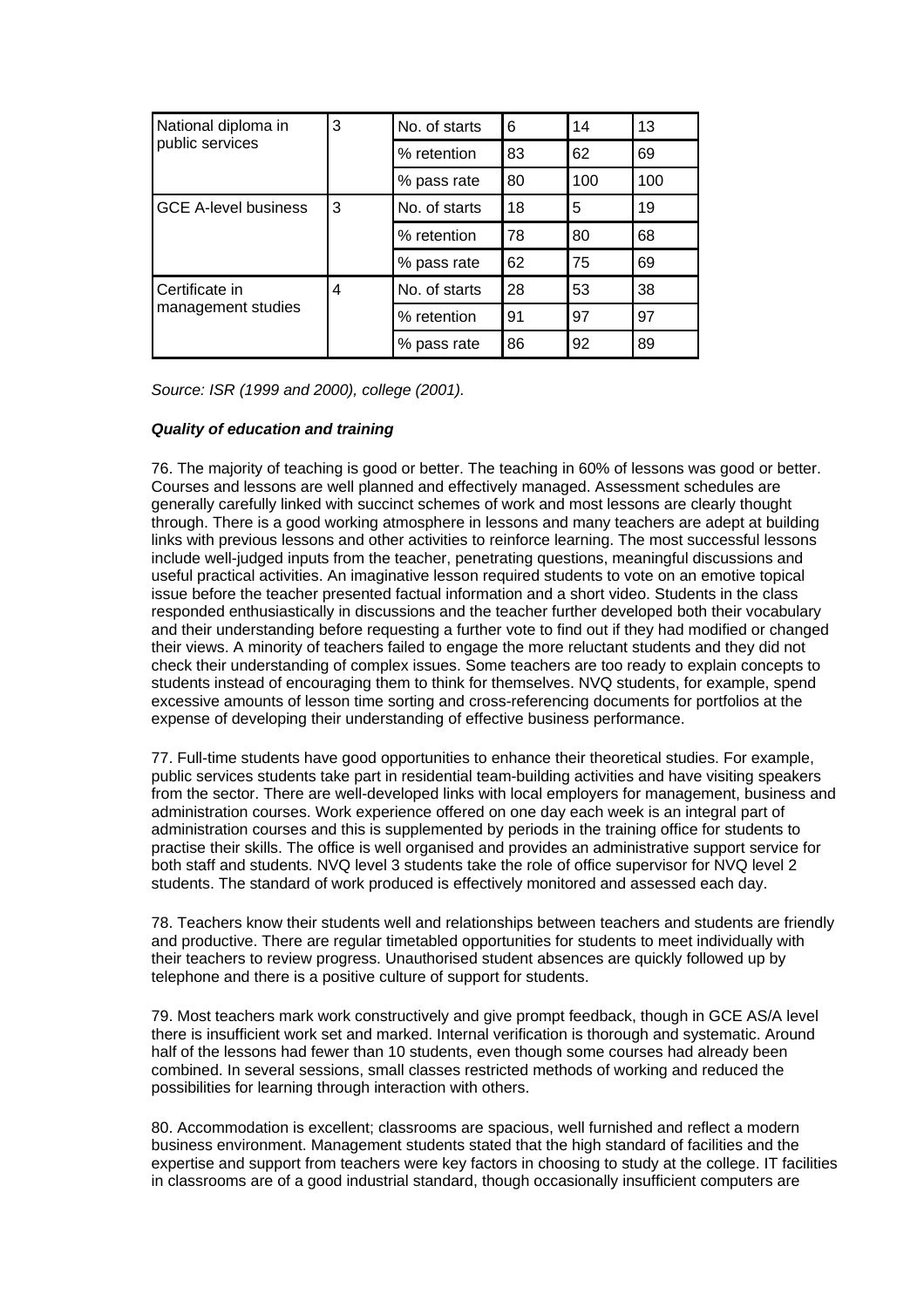| National diploma in public services | 3 | No. of starts | 6 | 14 | 13 |
|---|---|---|---|---|---|
| | | % retention | 83 | 62 | 69 |
| | | % pass rate | 80 | 100 | 100 |
| GCE A-level business | 3 | No. of starts | 18 | 5 | 19 |
| | | % retention | 78 | 80 | 68 |
| | | % pass rate | 62 | 75 | 69 |
| Certificate in management studies | 4 | No. of starts | 28 | 53 | 38 |
| | | % retention | 91 | 97 | 97 |
| | | % pass rate | 86 | 92 | 89 |

*Source: ISR (1999 and 2000), college (2001).*

***Quality of education and training***

76. The majority of teaching is good or better. The teaching in 60% of lessons was good or better. Courses and lessons are well planned and effectively managed. Assessment schedules are generally carefully linked with succinct schemes of work and most lessons are clearly thought through. There is a good working atmosphere in lessons and many teachers are adept at building links with previous lessons and other activities to reinforce learning. The most successful lessons include well-judged inputs from the teacher, penetrating questions, meaningful discussions and useful practical activities. An imaginative lesson required students to vote on an emotive topical issue before the teacher presented factual information and a short video. Students in the class responded enthusiastically in discussions and the teacher further developed both their vocabulary and their understanding before requesting a further vote to find out if they had modified or changed their views. A minority of teachers failed to engage the more reluctant students and they did not check their understanding of complex issues. Some teachers are too ready to explain concepts to students instead of encouraging them to think for themselves. NVQ students, for example, spend excessive amounts of lesson time sorting and cross-referencing documents for portfolios at the expense of developing their understanding of effective business performance.

77. Full-time students have good opportunities to enhance their theoretical studies. For example, public services students take part in residential team-building activities and have visiting speakers from the sector. There are well-developed links with local employers for management, business and administration courses. Work experience offered on one day each week is an integral part of administration courses and this is supplemented by periods in the training office for students to practise their skills. The office is well organised and provides an administrative support service for both staff and students. NVQ level 3 students take the role of office supervisor for NVQ level 2 students. The standard of work produced is effectively monitored and assessed each day.

78. Teachers know their students well and relationships between teachers and students are friendly and productive. There are regular timetabled opportunities for students to meet individually with their teachers to review progress. Unauthorised student absences are quickly followed up by telephone and there is a positive culture of support for students.

79. Most teachers mark work constructively and give prompt feedback, though in GCE AS/A level there is insufficient work set and marked. Internal verification is thorough and systematic. Around half of the lessons had fewer than 10 students, even though some courses had already been combined. In several sessions, small classes restricted methods of working and reduced the possibilities for learning through interaction with others.

80. Accommodation is excellent; classrooms are spacious, well furnished and reflect a modern business environment. Management students stated that the high standard of facilities and the expertise and support from teachers were key factors in choosing to study at the college. IT facilities in classrooms are of a good industrial standard, though occasionally insufficient computers are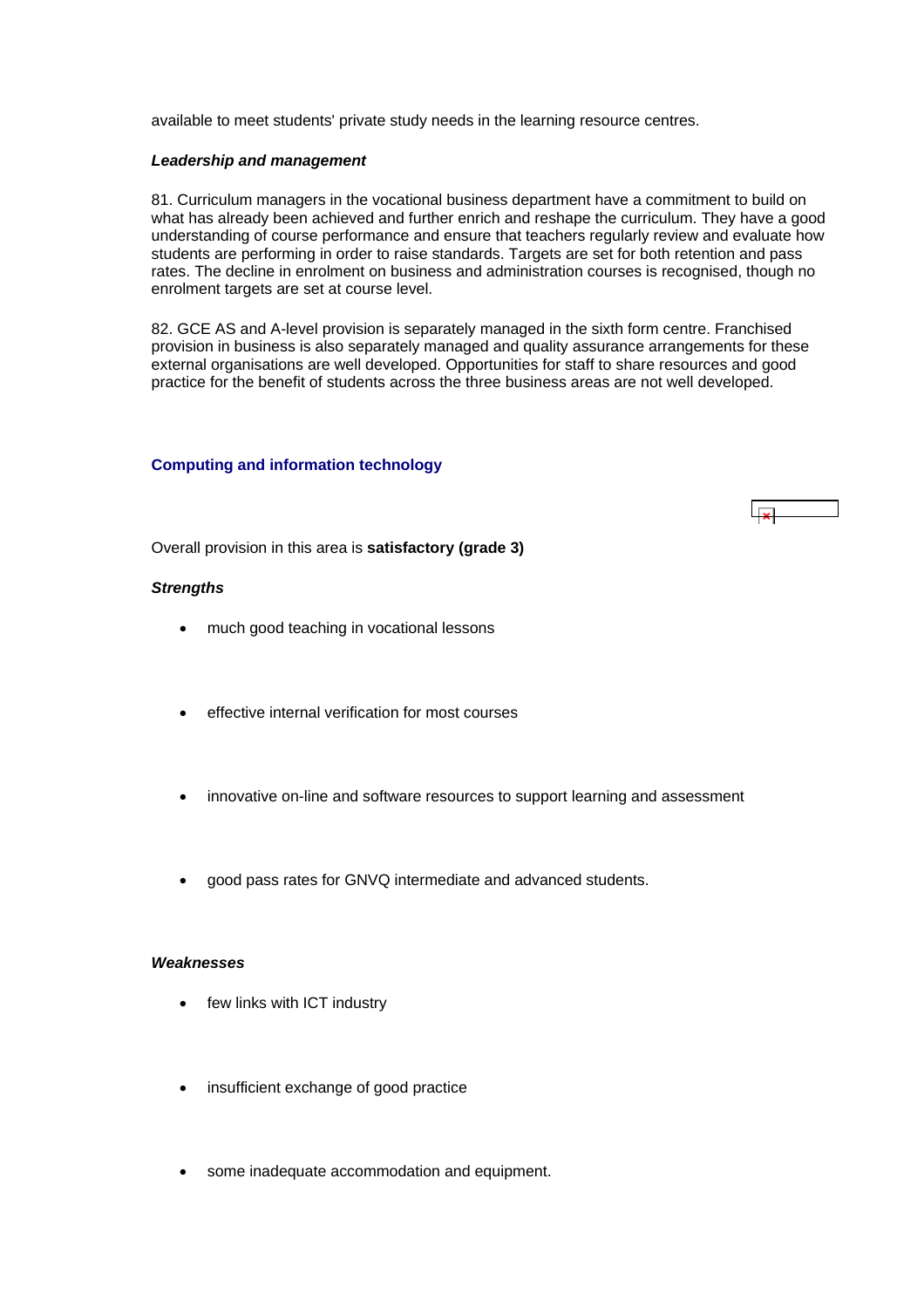available to meet students' private study needs in the learning resource centres.

***Leadership and management***

81. Curriculum managers in the vocational business department have a commitment to build on what has already been achieved and further enrich and reshape the curriculum. They have a good understanding of course performance and ensure that teachers regularly review and evaluate how students are performing in order to raise standards. Targets are set for both retention and pass rates. The decline in enrolment on business and administration courses is recognised, though no enrolment targets are set at course level.

82. GCE AS and A-level provision is separately managed in the sixth form centre. Franchised provision in business is also separately managed and quality assurance arrangements for these external organisations are well developed. Opportunities for staff to share resources and good practice for the benefit of students across the three business areas are not well developed.

### Computing and information technology

Overall provision in this area is **satisfactory (grade 3)**

***Strengths***

- much good teaching in vocational lessons
- effective internal verification for most courses
- innovative on-line and software resources to support learning and assessment
- good pass rates for GNVQ intermediate and advanced students.

***Weaknesses***

- few links with ICT industry
- insufficient exchange of good practice
- some inadequate accommodation and equipment.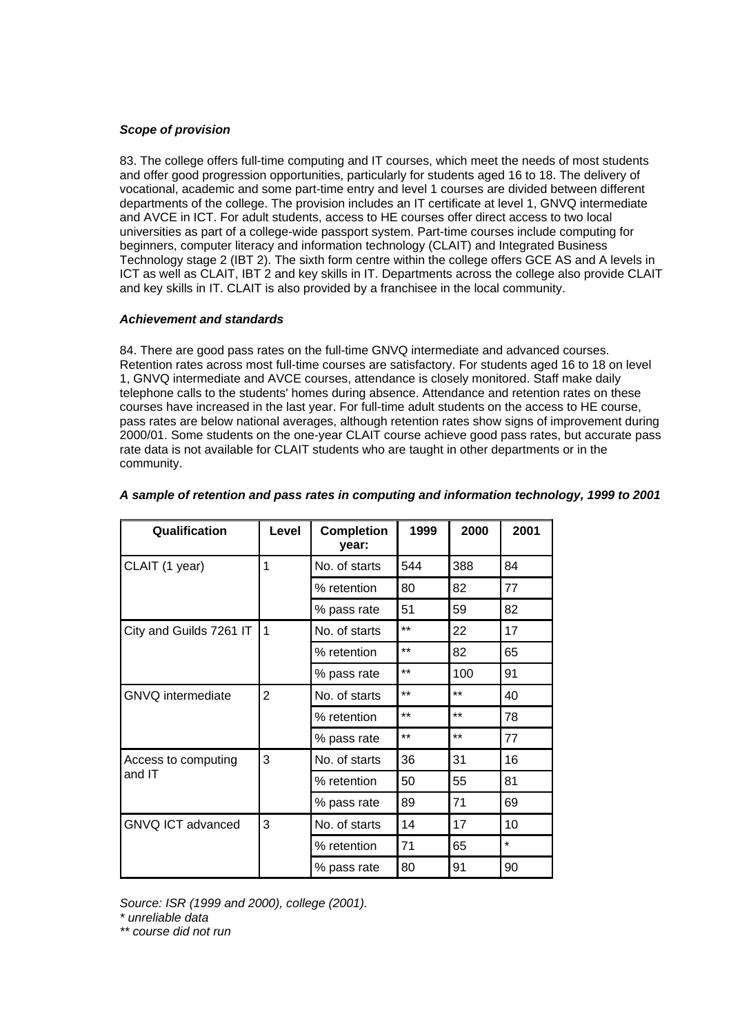### *Scope of provision*

83. The college offers full-time computing and IT courses, which meet the needs of most students and offer good progression opportunities, particularly for students aged 16 to 18. The delivery of vocational, academic and some part-time entry and level 1 courses are divided between different departments of the college. The provision includes an IT certificate at level 1, GNVQ intermediate and AVCE in ICT. For adult students, access to HE courses offer direct access to two local universities as part of a college-wide passport system. Part-time courses include computing for beginners, computer literacy and information technology (CLAIT) and Integrated Business Technology stage 2 (IBT 2). The sixth form centre within the college offers GCE AS and A levels in ICT as well as CLAIT, IBT 2 and key skills in IT. Departments across the college also provide CLAIT and key skills in IT. CLAIT is also provided by a franchisee in the local community.

### *Achievement and standards*

84. There are good pass rates on the full-time GNVQ intermediate and advanced courses. Retention rates across most full-time courses are satisfactory. For students aged 16 to 18 on level 1, GNVQ intermediate and AVCE courses, attendance is closely monitored. Staff make daily telephone calls to the students' homes during absence. Attendance and retention rates on these courses have increased in the last year. For full-time adult students on the access to HE course, pass rates are below national averages, although retention rates show signs of improvement during 2000/01. Some students on the one-year CLAIT course achieve good pass rates, but accurate pass rate data is not available for CLAIT students who are taught in other departments or in the community.

***A sample of retention and pass rates in computing and information technology, 1999 to 2001***

| Qualification | Level | Completion year: | 1999 | 2000 | 2001 |
|---|---|---|---|---|---|
| CLAIT (1 year) | 1 | No. of starts | 544 | 388 | 84 |
| | | % retention | 80 | 82 | 77 |
| | | % pass rate | 51 | 59 | 82 |
| City and Guilds 7261 IT | 1 | No. of starts | ** | 22 | 17 |
| | | % retention | ** | 82 | 65 |
| | | % pass rate | ** | 100 | 91 |
| GNVQ intermediate | 2 | No. of starts | ** | ** | 40 |
| | | % retention | ** | ** | 78 |
| | | % pass rate | ** | ** | 77 |
| Access to computing and IT | 3 | No. of starts | 36 | 31 | 16 |
| | | % retention | 50 | 55 | 81 |
| | | % pass rate | 89 | 71 | 69 |
| GNVQ ICT advanced | 3 | No. of starts | 14 | 17 | 10 |
| | | % retention | 71 | 65 | * |
| | | % pass rate | 80 | 91 | 90 |

*Source: ISR (1999 and 2000), college (2001).*

*\* unreliable data*

*\*\* course did not run*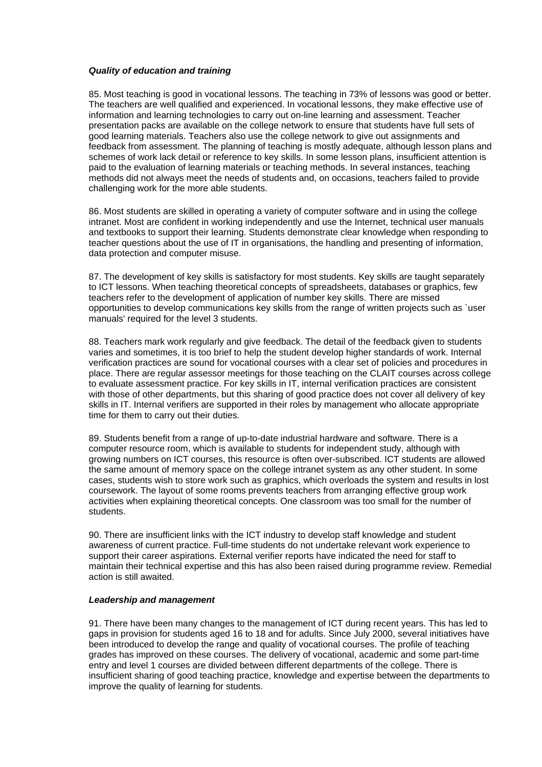*Quality of education and training*

85. Most teaching is good in vocational lessons. The teaching in 73% of lessons was good or better. The teachers are well qualified and experienced. In vocational lessons, they make effective use of information and learning technologies to carry out on-line learning and assessment. Teacher presentation packs are available on the college network to ensure that students have full sets of good learning materials. Teachers also use the college network to give out assignments and feedback from assessment. The planning of teaching is mostly adequate, although lesson plans and schemes of work lack detail or reference to key skills. In some lesson plans, insufficient attention is paid to the evaluation of learning materials or teaching methods. In several instances, teaching methods did not always meet the needs of students and, on occasions, teachers failed to provide challenging work for the more able students.

86. Most students are skilled in operating a variety of computer software and in using the college intranet. Most are confident in working independently and use the Internet, technical user manuals and textbooks to support their learning. Students demonstrate clear knowledge when responding to teacher questions about the use of IT in organisations, the handling and presenting of information, data protection and computer misuse.

87. The development of key skills is satisfactory for most students. Key skills are taught separately to ICT lessons. When teaching theoretical concepts of spreadsheets, databases or graphics, few teachers refer to the development of application of number key skills. There are missed opportunities to develop communications key skills from the range of written projects such as `user manuals' required for the level 3 students.

88. Teachers mark work regularly and give feedback. The detail of the feedback given to students varies and sometimes, it is too brief to help the student develop higher standards of work. Internal verification practices are sound for vocational courses with a clear set of policies and procedures in place. There are regular assessor meetings for those teaching on the CLAIT courses across college to evaluate assessment practice. For key skills in IT, internal verification practices are consistent with those of other departments, but this sharing of good practice does not cover all delivery of key skills in IT. Internal verifiers are supported in their roles by management who allocate appropriate time for them to carry out their duties.

89. Students benefit from a range of up-to-date industrial hardware and software. There is a computer resource room, which is available to students for independent study, although with growing numbers on ICT courses, this resource is often over-subscribed. ICT students are allowed the same amount of memory space on the college intranet system as any other student. In some cases, students wish to store work such as graphics, which overloads the system and results in lost coursework. The layout of some rooms prevents teachers from arranging effective group work activities when explaining theoretical concepts. One classroom was too small for the number of students.

90. There are insufficient links with the ICT industry to develop staff knowledge and student awareness of current practice. Full-time students do not undertake relevant work experience to support their career aspirations. External verifier reports have indicated the need for staff to maintain their technical expertise and this has also been raised during programme review. Remedial action is still awaited.

*Leadership and management*

91. There have been many changes to the management of ICT during recent years. This has led to gaps in provision for students aged 16 to 18 and for adults. Since July 2000, several initiatives have been introduced to develop the range and quality of vocational courses. The profile of teaching grades has improved on these courses. The delivery of vocational, academic and some part-time entry and level 1 courses are divided between different departments of the college. There is insufficient sharing of good teaching practice, knowledge and expertise between the departments to improve the quality of learning for students.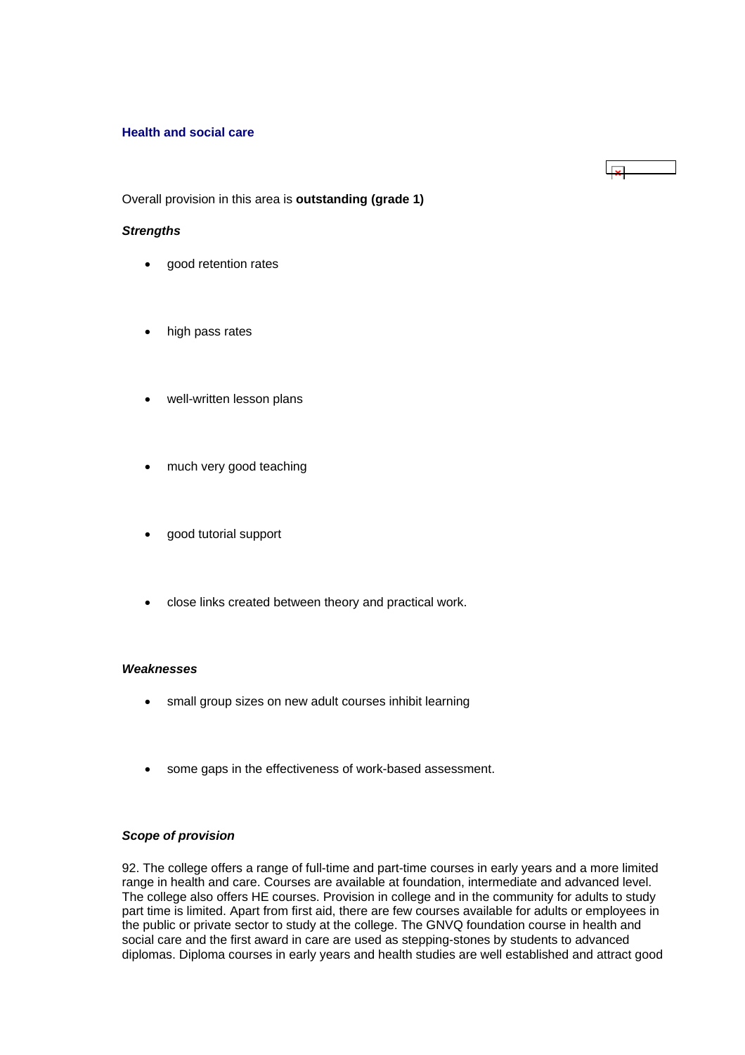### Health and social care

Overall provision in this area is **outstanding (grade 1)**

***Strengths***

- good retention rates
- high pass rates
- well-written lesson plans
- much very good teaching
- good tutorial support
- close links created between theory and practical work.

***Weaknesses***

- small group sizes on new adult courses inhibit learning
- some gaps in the effectiveness of work-based assessment.

***Scope of provision***

92. The college offers a range of full-time and part-time courses in early years and a more limited range in health and care. Courses are available at foundation, intermediate and advanced level. The college also offers HE courses. Provision in college and in the community for adults to study part time is limited. Apart from first aid, there are few courses available for adults or employees in the public or private sector to study at the college. The GNVQ foundation course in health and social care and the first award in care are used as stepping-stones by students to advanced diplomas. Diploma courses in early years and health studies are well established and attract good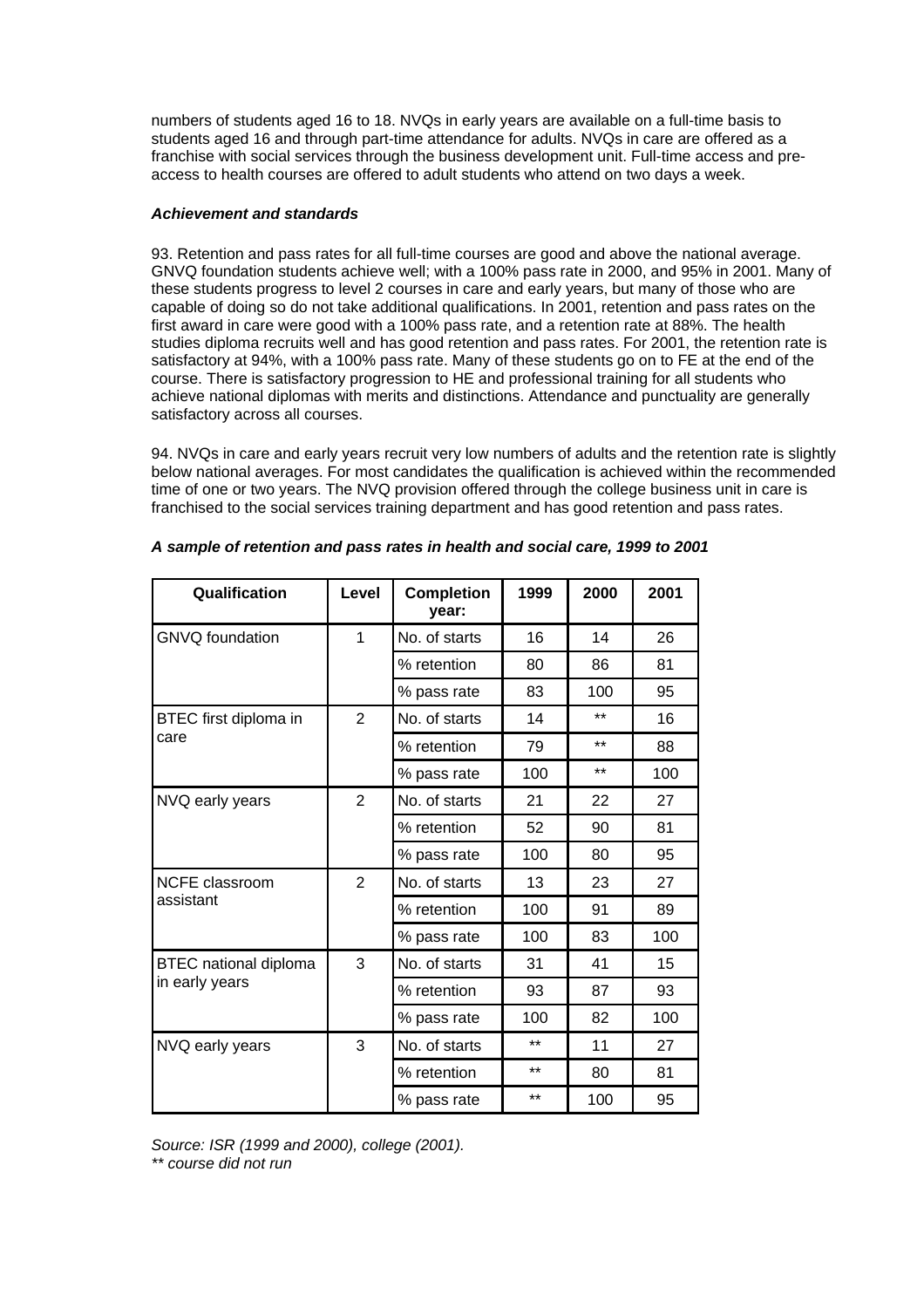numbers of students aged 16 to 18. NVQs in early years are available on a full-time basis to students aged 16 and through part-time attendance for adults. NVQs in care are offered as a franchise with social services through the business development unit. Full-time access and pre-access to health courses are offered to adult students who attend on two days a week.

***Achievement and standards***

93. Retention and pass rates for all full-time courses are good and above the national average. GNVQ foundation students achieve well; with a 100% pass rate in 2000, and 95% in 2001. Many of these students progress to level 2 courses in care and early years, but many of those who are capable of doing so do not take additional qualifications. In 2001, retention and pass rates on the first award in care were good with a 100% pass rate, and a retention rate at 88%. The health studies diploma recruits well and has good retention and pass rates. For 2001, the retention rate is satisfactory at 94%, with a 100% pass rate. Many of these students go on to FE at the end of the course. There is satisfactory progression to HE and professional training for all students who achieve national diplomas with merits and distinctions. Attendance and punctuality are generally satisfactory across all courses.

94. NVQs in care and early years recruit very low numbers of adults and the retention rate is slightly below national averages. For most candidates the qualification is achieved within the recommended time of one or two years. The NVQ provision offered through the college business unit in care is franchised to the social services training department and has good retention and pass rates.

***A sample of retention and pass rates in health and social care, 1999 to 2001***

| Qualification | Level | Completion year: | 1999 | 2000 | 2001 |
|---|---|---|---|---|---|
| GNVQ foundation | 1 | No. of starts | 16 | 14 | 26 |
| | | % retention | 80 | 86 | 81 |
| | | % pass rate | 83 | 100 | 95 |
| BTEC first diploma in care | 2 | No. of starts | 14 | ** | 16 |
| | | % retention | 79 | ** | 88 |
| | | % pass rate | 100 | ** | 100 |
| NVQ early years | 2 | No. of starts | 21 | 22 | 27 |
| | | % retention | 52 | 90 | 81 |
| | | % pass rate | 100 | 80 | 95 |
| NCFE classroom assistant | 2 | No. of starts | 13 | 23 | 27 |
| | | % retention | 100 | 91 | 89 |
| | | % pass rate | 100 | 83 | 100 |
| BTEC national diploma in early years | 3 | No. of starts | 31 | 41 | 15 |
| | | % retention | 93 | 87 | 93 |
| | | % pass rate | 100 | 82 | 100 |
| NVQ early years | 3 | No. of starts | ** | 11 | 27 |
| | | % retention | ** | 80 | 81 |
| | | % pass rate | ** | 100 | 95 |

*Source: ISR (1999 and 2000), college (2001).*
*** course did not run*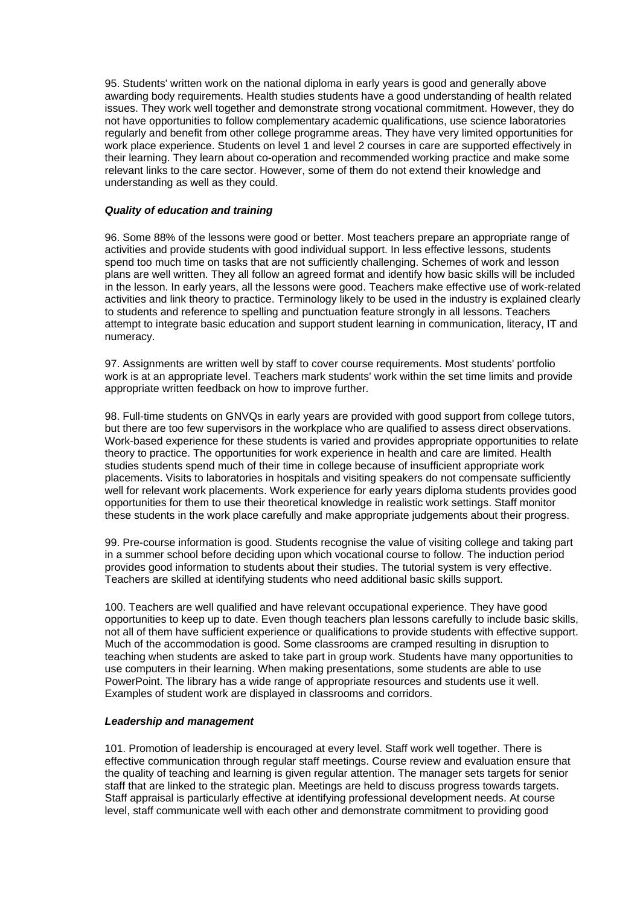95. Students' written work on the national diploma in early years is good and generally above awarding body requirements. Health studies students have a good understanding of health related issues. They work well together and demonstrate strong vocational commitment. However, they do not have opportunities to follow complementary academic qualifications, use science laboratories regularly and benefit from other college programme areas. They have very limited opportunities for work place experience. Students on level 1 and level 2 courses in care are supported effectively in their learning. They learn about co-operation and recommended working practice and make some relevant links to the care sector. However, some of them do not extend their knowledge and understanding as well as they could.

#### *Quality of education and training*

96. Some 88% of the lessons were good or better. Most teachers prepare an appropriate range of activities and provide students with good individual support. In less effective lessons, students spend too much time on tasks that are not sufficiently challenging. Schemes of work and lesson plans are well written. They all follow an agreed format and identify how basic skills will be included in the lesson. In early years, all the lessons were good. Teachers make effective use of work-related activities and link theory to practice. Terminology likely to be used in the industry is explained clearly to students and reference to spelling and punctuation feature strongly in all lessons. Teachers attempt to integrate basic education and support student learning in communication, literacy, IT and numeracy.

97. Assignments are written well by staff to cover course requirements. Most students' portfolio work is at an appropriate level. Teachers mark students' work within the set time limits and provide appropriate written feedback on how to improve further.

98. Full-time students on GNVQs in early years are provided with good support from college tutors, but there are too few supervisors in the workplace who are qualified to assess direct observations. Work-based experience for these students is varied and provides appropriate opportunities to relate theory to practice. The opportunities for work experience in health and care are limited. Health studies students spend much of their time in college because of insufficient appropriate work placements. Visits to laboratories in hospitals and visiting speakers do not compensate sufficiently well for relevant work placements. Work experience for early years diploma students provides good opportunities for them to use their theoretical knowledge in realistic work settings. Staff monitor these students in the work place carefully and make appropriate judgements about their progress.

99. Pre-course information is good. Students recognise the value of visiting college and taking part in a summer school before deciding upon which vocational course to follow. The induction period provides good information to students about their studies. The tutorial system is very effective. Teachers are skilled at identifying students who need additional basic skills support.

100. Teachers are well qualified and have relevant occupational experience. They have good opportunities to keep up to date. Even though teachers plan lessons carefully to include basic skills, not all of them have sufficient experience or qualifications to provide students with effective support. Much of the accommodation is good. Some classrooms are cramped resulting in disruption to teaching when students are asked to take part in group work. Students have many opportunities to use computers in their learning. When making presentations, some students are able to use PowerPoint. The library has a wide range of appropriate resources and students use it well. Examples of student work are displayed in classrooms and corridors.

#### *Leadership and management*

101. Promotion of leadership is encouraged at every level. Staff work well together. There is effective communication through regular staff meetings. Course review and evaluation ensure that the quality of teaching and learning is given regular attention. The manager sets targets for senior staff that are linked to the strategic plan. Meetings are held to discuss progress towards targets. Staff appraisal is particularly effective at identifying professional development needs. At course level, staff communicate well with each other and demonstrate commitment to providing good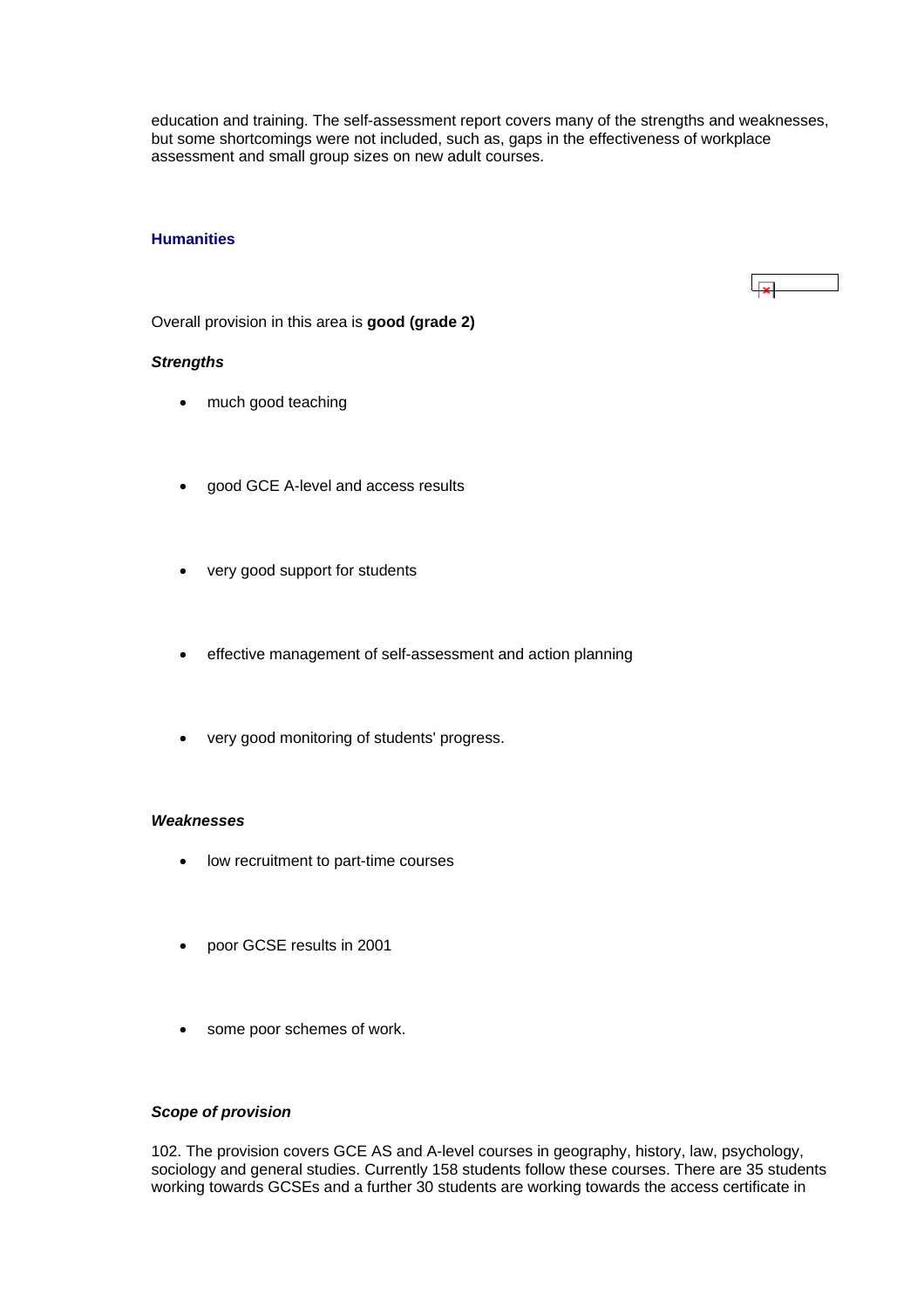education and training. The self-assessment report covers many of the strengths and weaknesses, but some shortcomings were not included, such as, gaps in the effectiveness of workplace assessment and small group sizes on new adult courses.

### Humanities

Overall provision in this area is **good (grade 2)**

***Strengths***

- much good teaching
- good GCE A-level and access results
- very good support for students
- effective management of self-assessment and action planning
- very good monitoring of students' progress.

***Weaknesses***

- low recruitment to part-time courses
- poor GCSE results in 2001
- some poor schemes of work.

***Scope of provision***

102. The provision covers GCE AS and A-level courses in geography, history, law, psychology, sociology and general studies. Currently 158 students follow these courses. There are 35 students working towards GCSEs and a further 30 students are working towards the access certificate in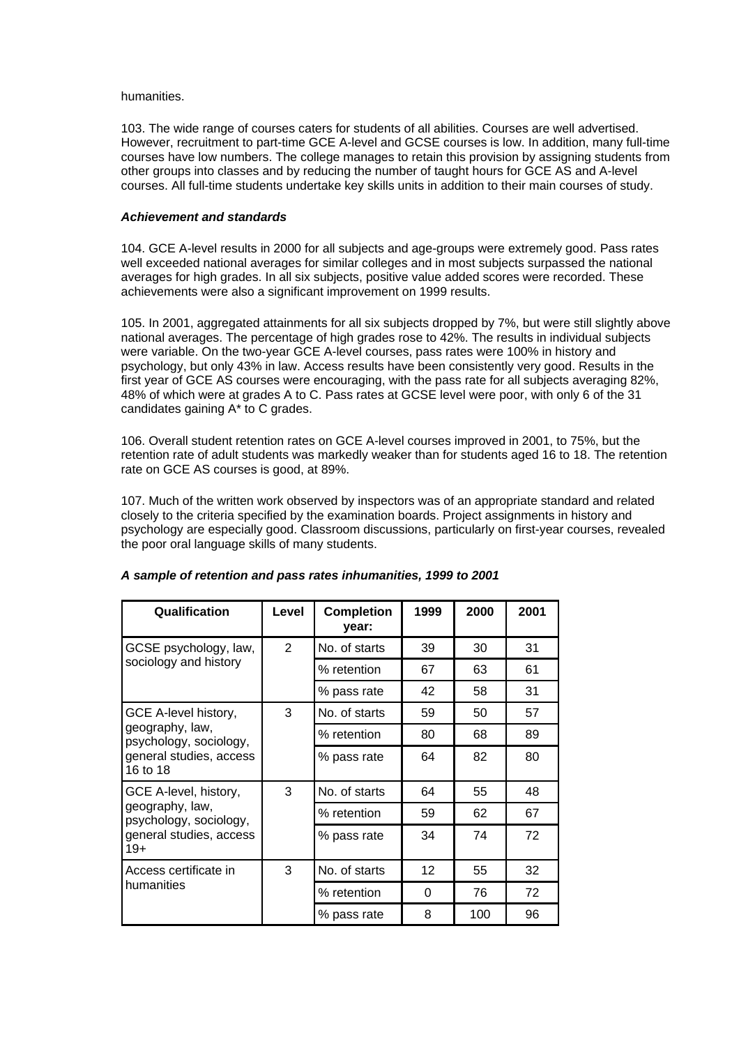humanities.

103. The wide range of courses caters for students of all abilities. Courses are well advertised. However, recruitment to part-time GCE A-level and GCSE courses is low. In addition, many full-time courses have low numbers. The college manages to retain this provision by assigning students from other groups into classes and by reducing the number of taught hours for GCE AS and A-level courses. All full-time students undertake key skills units in addition to their main courses of study.

***Achievement and standards***

104. GCE A-level results in 2000 for all subjects and age-groups were extremely good. Pass rates well exceeded national averages for similar colleges and in most subjects surpassed the national averages for high grades. In all six subjects, positive value added scores were recorded. These achievements were also a significant improvement on 1999 results.

105. In 2001, aggregated attainments for all six subjects dropped by 7%, but were still slightly above national averages. The percentage of high grades rose to 42%. The results in individual subjects were variable. On the two-year GCE A-level courses, pass rates were 100% in history and psychology, but only 43% in law. Access results have been consistently very good. Results in the first year of GCE AS courses were encouraging, with the pass rate for all subjects averaging 82%, 48% of which were at grades A to C. Pass rates at GCSE level were poor, with only 6 of the 31 candidates gaining A* to C grades.

106. Overall student retention rates on GCE A-level courses improved in 2001, to 75%, but the retention rate of adult students was markedly weaker than for students aged 16 to 18. The retention rate on GCE AS courses is good, at 89%.

107. Much of the written work observed by inspectors was of an appropriate standard and related closely to the criteria specified by the examination boards. Project assignments in history and psychology are especially good. Classroom discussions, particularly on first-year courses, revealed the poor oral language skills of many students.

***A sample of retention and pass rates inhumanities, 1999 to 2001***

| Qualification | Level | Completion year: | 1999 | 2000 | 2001 |
|---|---|---|---|---|---|
| GCSE psychology, law, sociology and history | 2 | No. of starts | 39 | 30 | 31 |
| | | % retention | 67 | 63 | 61 |
| | | % pass rate | 42 | 58 | 31 |
| GCE A-level history, geography, law, psychology, sociology, general studies, access 16 to 18 | 3 | No. of starts | 59 | 50 | 57 |
| | | % retention | 80 | 68 | 89 |
| | | % pass rate | 64 | 82 | 80 |
| GCE A-level, history, geography, law, psychology, sociology, general studies, access 19+ | 3 | No. of starts | 64 | 55 | 48 |
| | | % retention | 59 | 62 | 67 |
| | | % pass rate | 34 | 74 | 72 |
| Access certificate in humanities | 3 | No. of starts | 12 | 55 | 32 |
| | | % retention | 0 | 76 | 72 |
| | | % pass rate | 8 | 100 | 96 |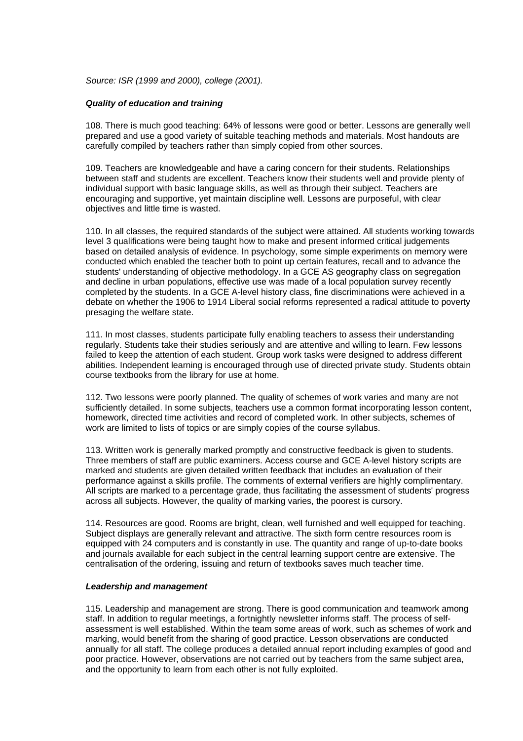*Source: ISR (1999 and 2000), college (2001).*

***Quality of education and training***

108. There is much good teaching: 64% of lessons were good or better. Lessons are generally well prepared and use a good variety of suitable teaching methods and materials. Most handouts are carefully compiled by teachers rather than simply copied from other sources.

109. Teachers are knowledgeable and have a caring concern for their students. Relationships between staff and students are excellent. Teachers know their students well and provide plenty of individual support with basic language skills, as well as through their subject. Teachers are encouraging and supportive, yet maintain discipline well. Lessons are purposeful, with clear objectives and little time is wasted.

110. In all classes, the required standards of the subject were attained. All students working towards level 3 qualifications were being taught how to make and present informed critical judgements based on detailed analysis of evidence. In psychology, some simple experiments on memory were conducted which enabled the teacher both to point up certain features, recall and to advance the students' understanding of objective methodology. In a GCE AS geography class on segregation and decline in urban populations, effective use was made of a local population survey recently completed by the students. In a GCE A-level history class, fine discriminations were achieved in a debate on whether the 1906 to 1914 Liberal social reforms represented a radical attitude to poverty presaging the welfare state.

111. In most classes, students participate fully enabling teachers to assess their understanding regularly. Students take their studies seriously and are attentive and willing to learn. Few lessons failed to keep the attention of each student. Group work tasks were designed to address different abilities. Independent learning is encouraged through use of directed private study. Students obtain course textbooks from the library for use at home.

112. Two lessons were poorly planned. The quality of schemes of work varies and many are not sufficiently detailed. In some subjects, teachers use a common format incorporating lesson content, homework, directed time activities and record of completed work. In other subjects, schemes of work are limited to lists of topics or are simply copies of the course syllabus.

113. Written work is generally marked promptly and constructive feedback is given to students. Three members of staff are public examiners. Access course and GCE A-level history scripts are marked and students are given detailed written feedback that includes an evaluation of their performance against a skills profile. The comments of external verifiers are highly complimentary. All scripts are marked to a percentage grade, thus facilitating the assessment of students' progress across all subjects. However, the quality of marking varies, the poorest is cursory.

114. Resources are good. Rooms are bright, clean, well furnished and well equipped for teaching. Subject displays are generally relevant and attractive. The sixth form centre resources room is equipped with 24 computers and is constantly in use. The quantity and range of up-to-date books and journals available for each subject in the central learning support centre are extensive. The centralisation of the ordering, issuing and return of textbooks saves much teacher time.

***Leadership and management***

115. Leadership and management are strong. There is good communication and teamwork among staff. In addition to regular meetings, a fortnightly newsletter informs staff. The process of self-assessment is well established. Within the team some areas of work, such as schemes of work and marking, would benefit from the sharing of good practice. Lesson observations are conducted annually for all staff. The college produces a detailed annual report including examples of good and poor practice. However, observations are not carried out by teachers from the same subject area, and the opportunity to learn from each other is not fully exploited.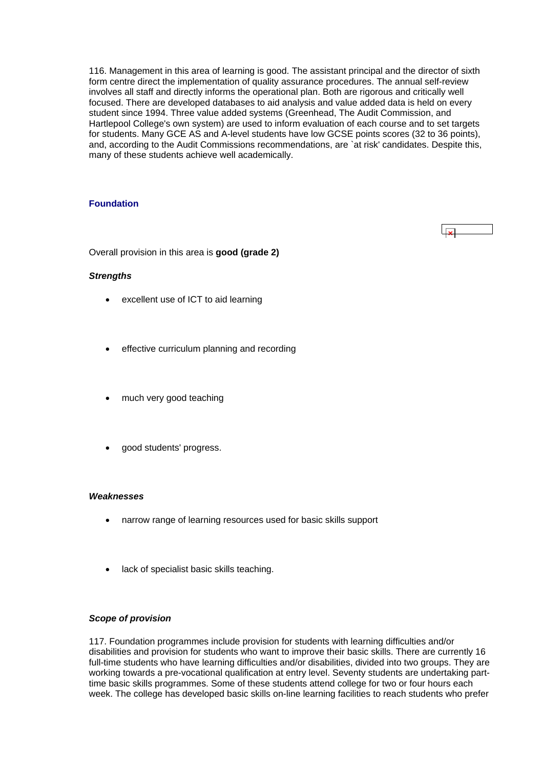116. Management in this area of learning is good. The assistant principal and the director of sixth form centre direct the implementation of quality assurance procedures. The annual self-review involves all staff and directly informs the operational plan. Both are rigorous and critically well focused. There are developed databases to aid analysis and value added data is held on every student since 1994. Three value added systems (Greenhead, The Audit Commission, and Hartlepool College's own system) are used to inform evaluation of each course and to set targets for students. Many GCE AS and A-level students have low GCSE points scores (32 to 36 points), and, according to the Audit Commissions recommendations, are `at risk' candidates. Despite this, many of these students achieve well academically.

### Foundation

Overall provision in this area is **good (grade 2)**

#### *Strengths*

- excellent use of ICT to aid learning
- effective curriculum planning and recording
- much very good teaching
- good students' progress.

#### *Weaknesses*

- narrow range of learning resources used for basic skills support
- lack of specialist basic skills teaching.

#### *Scope of provision*

117. Foundation programmes include provision for students with learning difficulties and/or disabilities and provision for students who want to improve their basic skills. There are currently 16 full-time students who have learning difficulties and/or disabilities, divided into two groups. They are working towards a pre-vocational qualification at entry level. Seventy students are undertaking part-time basic skills programmes. Some of these students attend college for two or four hours each week. The college has developed basic skills on-line learning facilities to reach students who prefer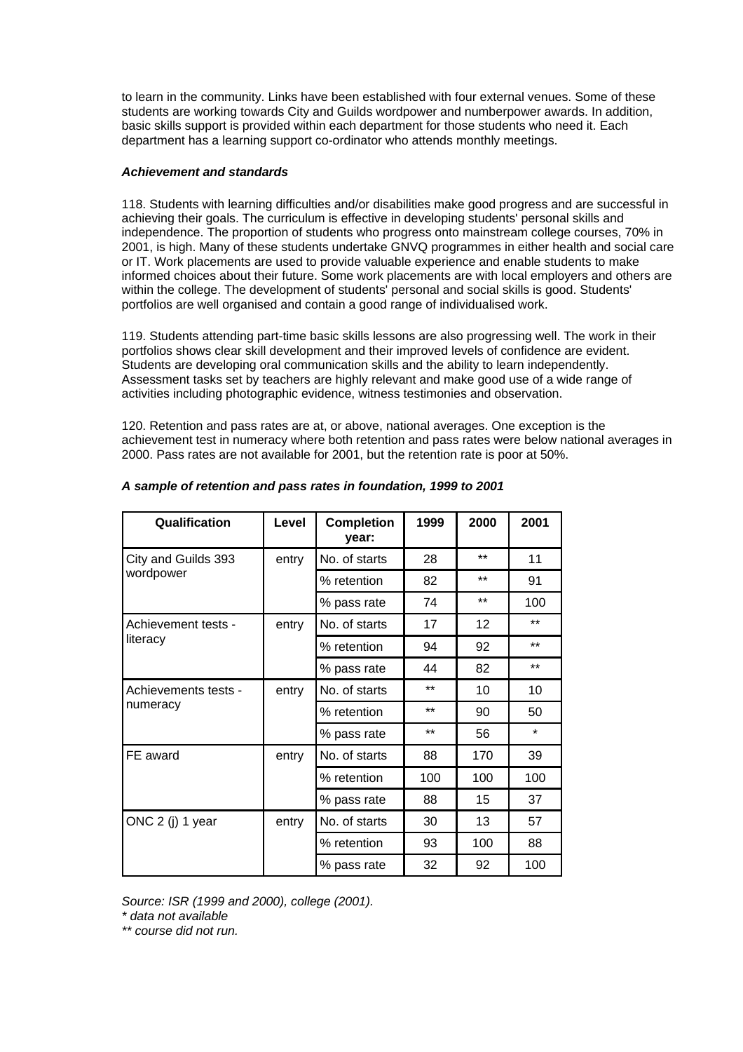to learn in the community. Links have been established with four external venues. Some of these students are working towards City and Guilds wordpower and numberpower awards. In addition, basic skills support is provided within each department for those students who need it. Each department has a learning support co-ordinator who attends monthly meetings.

***Achievement and standards***

118. Students with learning difficulties and/or disabilities make good progress and are successful in achieving their goals. The curriculum is effective in developing students' personal skills and independence. The proportion of students who progress onto mainstream college courses, 70% in 2001, is high. Many of these students undertake GNVQ programmes in either health and social care or IT. Work placements are used to provide valuable experience and enable students to make informed choices about their future. Some work placements are with local employers and others are within the college. The development of students' personal and social skills is good. Students' portfolios are well organised and contain a good range of individualised work.

119. Students attending part-time basic skills lessons are also progressing well. The work in their portfolios shows clear skill development and their improved levels of confidence are evident. Students are developing oral communication skills and the ability to learn independently. Assessment tasks set by teachers are highly relevant and make good use of a wide range of activities including photographic evidence, witness testimonies and observation.

120. Retention and pass rates are at, or above, national averages. One exception is the achievement test in numeracy where both retention and pass rates were below national averages in 2000. Pass rates are not available for 2001, but the retention rate is poor at 50%.

***A sample of retention and pass rates in foundation, 1999 to 2001***

| Qualification | Level | Completion year: | 1999 | 2000 | 2001 |
|---|---|---|---|---|---|
| City and Guilds 393 wordpower | entry | No. of starts | 28 | ** | 11 |
| | | % retention | 82 | ** | 91 |
| | | % pass rate | 74 | ** | 100 |
| Achievement tests - literacy | entry | No. of starts | 17 | 12 | ** |
| | | % retention | 94 | 92 | ** |
| | | % pass rate | 44 | 82 | ** |
| Achievements tests - numeracy | entry | No. of starts | ** | 10 | 10 |
| | | % retention | ** | 90 | 50 |
| | | % pass rate | ** | 56 | * |
| FE award | entry | No. of starts | 88 | 170 | 39 |
| | | % retention | 100 | 100 | 100 |
| | | % pass rate | 88 | 15 | 37 |
| ONC 2 (j) 1 year | entry | No. of starts | 30 | 13 | 57 |
| | | % retention | 93 | 100 | 88 |
| | | % pass rate | 32 | 92 | 100 |

*Source: ISR (1999 and 2000), college (2001).*
*\* data not available*
*\*\* course did not run.*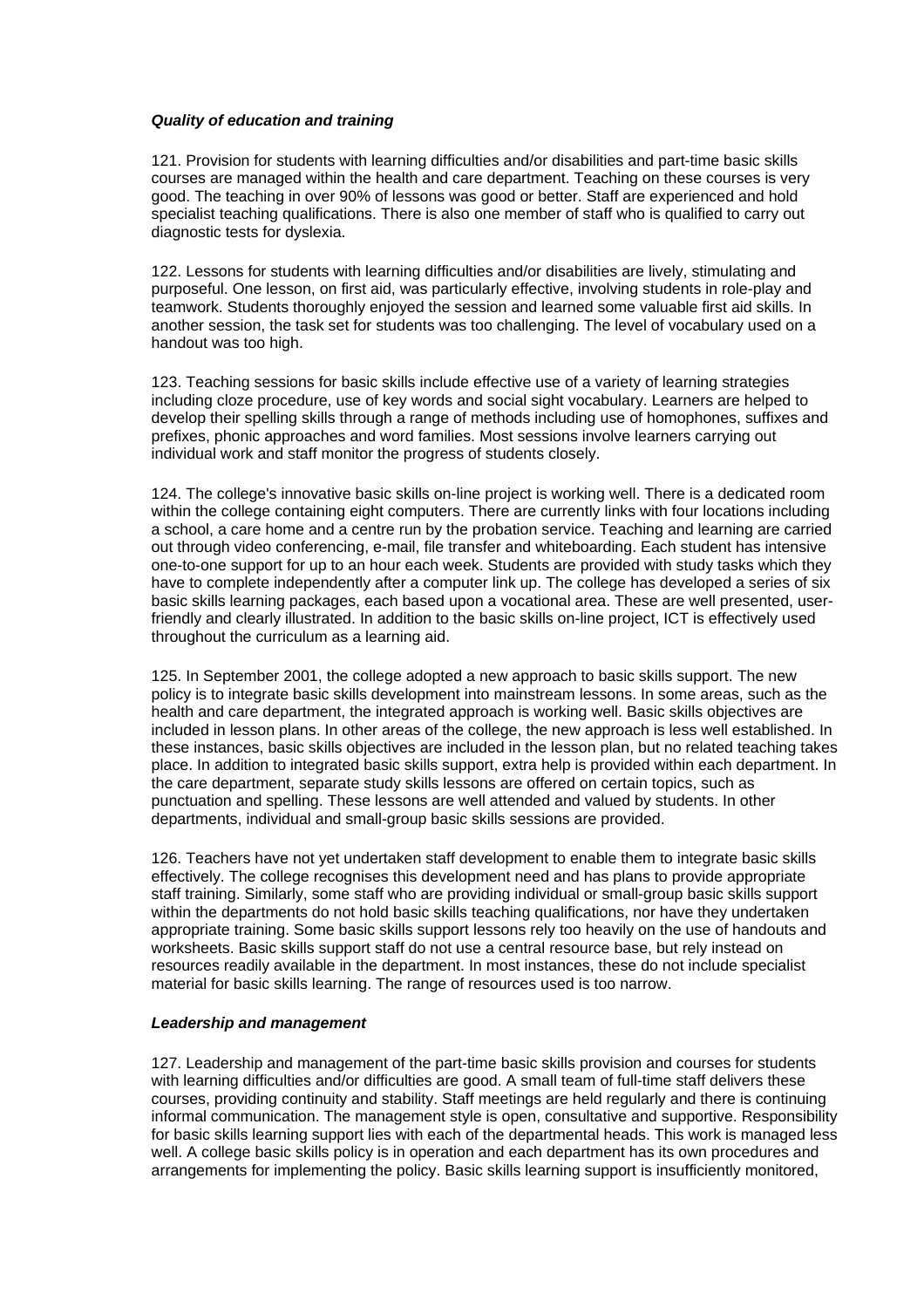***Quality of education and training***

121. Provision for students with learning difficulties and/or disabilities and part-time basic skills courses are managed within the health and care department. Teaching on these courses is very good. The teaching in over 90% of lessons was good or better. Staff are experienced and hold specialist teaching qualifications. There is also one member of staff who is qualified to carry out diagnostic tests for dyslexia.

122. Lessons for students with learning difficulties and/or disabilities are lively, stimulating and purposeful. One lesson, on first aid, was particularly effective, involving students in role-play and teamwork. Students thoroughly enjoyed the session and learned some valuable first aid skills. In another session, the task set for students was too challenging. The level of vocabulary used on a handout was too high.

123. Teaching sessions for basic skills include effective use of a variety of learning strategies including cloze procedure, use of key words and social sight vocabulary. Learners are helped to develop their spelling skills through a range of methods including use of homophones, suffixes and prefixes, phonic approaches and word families. Most sessions involve learners carrying out individual work and staff monitor the progress of students closely.

124. The college's innovative basic skills on-line project is working well. There is a dedicated room within the college containing eight computers. There are currently links with four locations including a school, a care home and a centre run by the probation service. Teaching and learning are carried out through video conferencing, e-mail, file transfer and whiteboarding. Each student has intensive one-to-one support for up to an hour each week. Students are provided with study tasks which they have to complete independently after a computer link up. The college has developed a series of six basic skills learning packages, each based upon a vocational area. These are well presented, user-friendly and clearly illustrated. In addition to the basic skills on-line project, ICT is effectively used throughout the curriculum as a learning aid.

125. In September 2001, the college adopted a new approach to basic skills support. The new policy is to integrate basic skills development into mainstream lessons. In some areas, such as the health and care department, the integrated approach is working well. Basic skills objectives are included in lesson plans. In other areas of the college, the new approach is less well established. In these instances, basic skills objectives are included in the lesson plan, but no related teaching takes place. In addition to integrated basic skills support, extra help is provided within each department. In the care department, separate study skills lessons are offered on certain topics, such as punctuation and spelling. These lessons are well attended and valued by students. In other departments, individual and small-group basic skills sessions are provided.

126. Teachers have not yet undertaken staff development to enable them to integrate basic skills effectively. The college recognises this development need and has plans to provide appropriate staff training. Similarly, some staff who are providing individual or small-group basic skills support within the departments do not hold basic skills teaching qualifications, nor have they undertaken appropriate training. Some basic skills support lessons rely too heavily on the use of handouts and worksheets. Basic skills support staff do not use a central resource base, but rely instead on resources readily available in the department. In most instances, these do not include specialist material for basic skills learning. The range of resources used is too narrow.

***Leadership and management***

127. Leadership and management of the part-time basic skills provision and courses for students with learning difficulties and/or difficulties are good. A small team of full-time staff delivers these courses, providing continuity and stability. Staff meetings are held regularly and there is continuing informal communication. The management style is open, consultative and supportive. Responsibility for basic skills learning support lies with each of the departmental heads. This work is managed less well. A college basic skills policy is in operation and each department has its own procedures and arrangements for implementing the policy. Basic skills learning support is insufficiently monitored,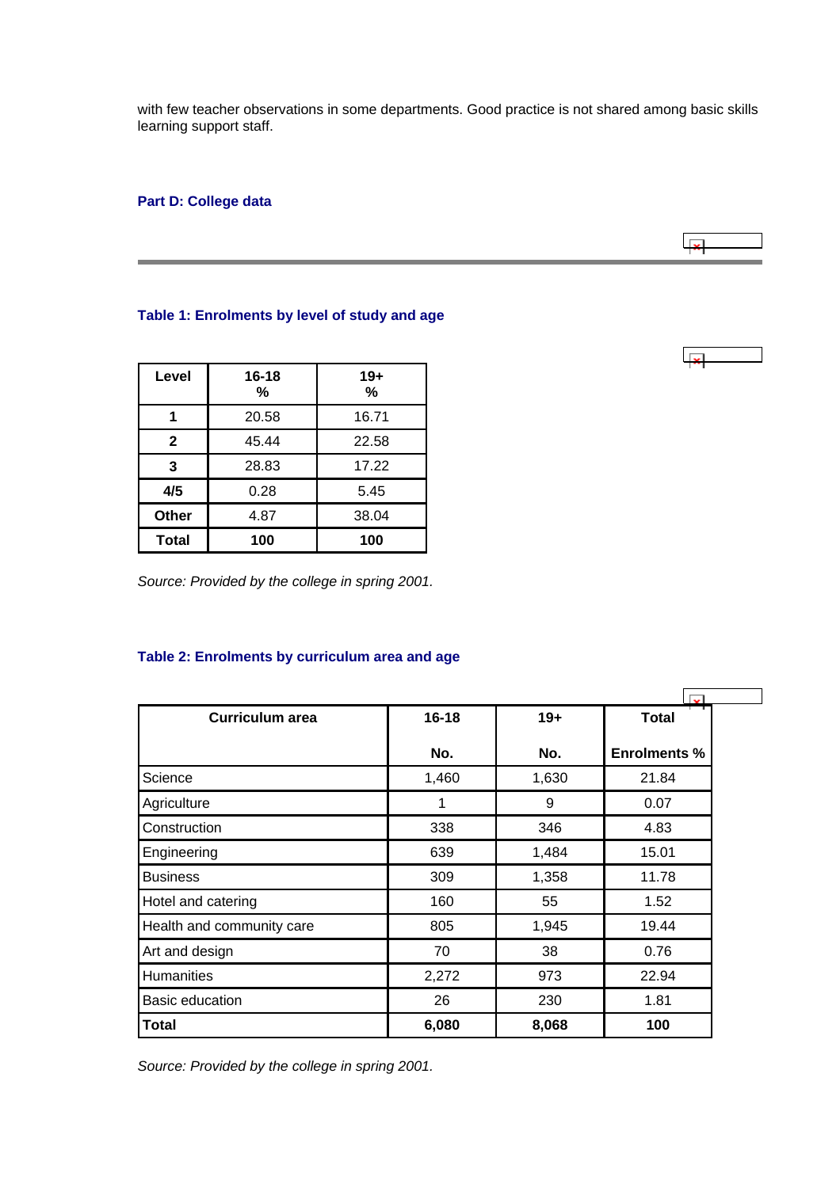with few teacher observations in some departments. Good practice is not shared among basic skills learning support staff.

## Part D: College data

### Table 1: Enrolments by level of study and age

| Level | 16-18 % | 19+ % |
|---|---|---|
| **1** | 20.58 | 16.71 |
| **2** | 45.44 | 22.58 |
| **3** | 28.83 | 17.22 |
| **4/5** | 0.28 | 5.45 |
| **Other** | 4.87 | 38.04 |
| **Total** | **100** | **100** |

*Source: Provided by the college in spring 2001.*

### Table 2: Enrolments by curriculum area and age

| Curriculum area | 16-18 No. | 19+ No. | Total Enrolments % |
|---|---|---|---|
| Science | 1,460 | 1,630 | 21.84 |
| Agriculture | 1 | 9 | 0.07 |
| Construction | 338 | 346 | 4.83 |
| Engineering | 639 | 1,484 | 15.01 |
| Business | 309 | 1,358 | 11.78 |
| Hotel and catering | 160 | 55 | 1.52 |
| Health and community care | 805 | 1,945 | 19.44 |
| Art and design | 70 | 38 | 0.76 |
| Humanities | 2,272 | 973 | 22.94 |
| Basic education | 26 | 230 | 1.81 |
| **Total** | **6,080** | **8,068** | **100** |

*Source: Provided by the college in spring 2001.*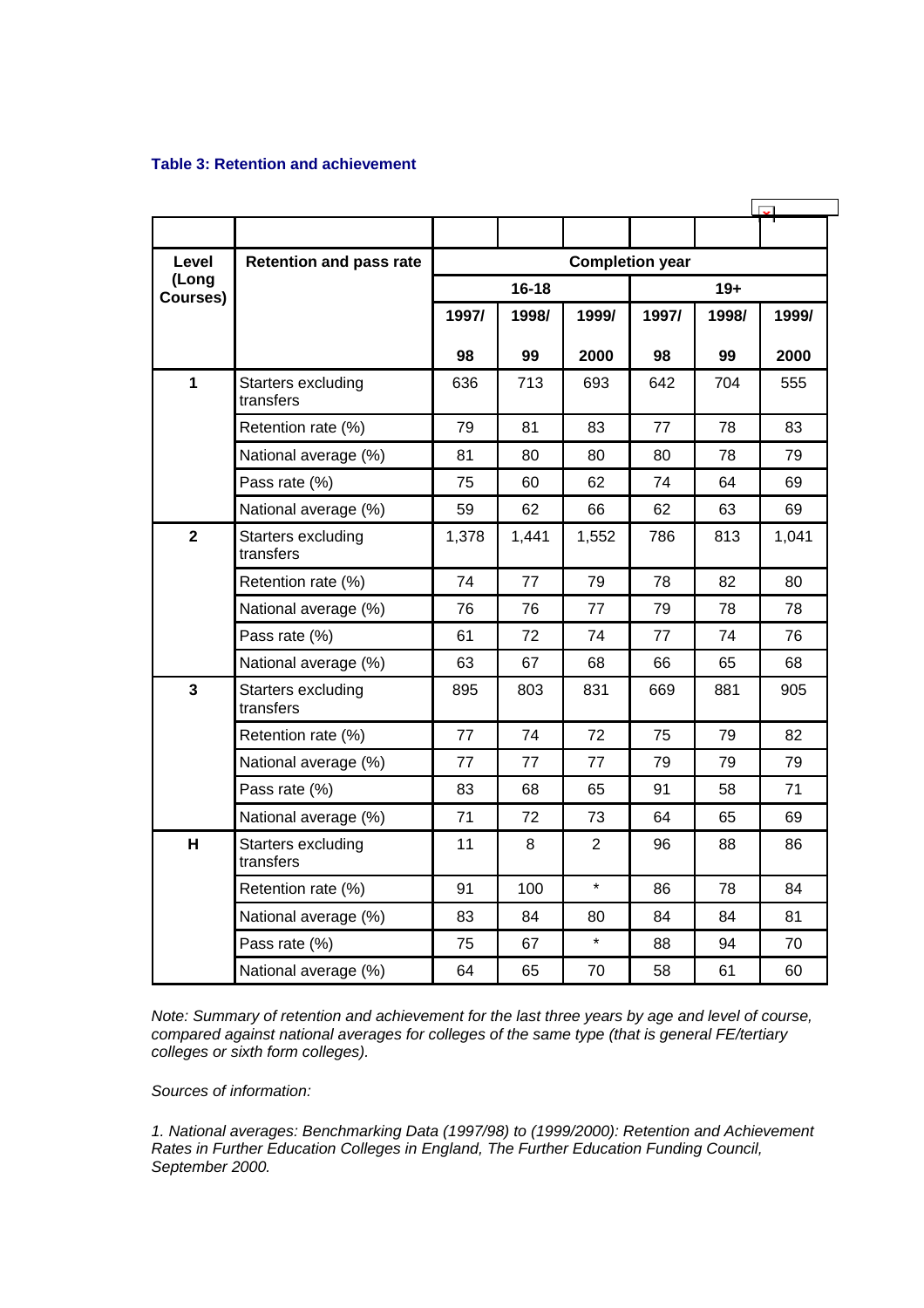**Table 3: Retention and achievement**

| Level (Long Courses) | Retention and pass rate | Completion year | | | | | |
|---|---|---|---|---|---|---|---|
| | | 16-18 | | | 19+ | | |
| | | 1997/98 | 1998/99 | 1999/2000 | 1997/98 | 1998/99 | 1999/2000 |
| 1 | Starters excluding transfers | 636 | 713 | 693 | 642 | 704 | 555 |
| | Retention rate (%) | 79 | 81 | 83 | 77 | 78 | 83 |
| | National average (%) | 81 | 80 | 80 | 80 | 78 | 79 |
| | Pass rate (%) | 75 | 60 | 62 | 74 | 64 | 69 |
| | National average (%) | 59 | 62 | 66 | 62 | 63 | 69 |
| 2 | Starters excluding transfers | 1,378 | 1,441 | 1,552 | 786 | 813 | 1,041 |
| | Retention rate (%) | 74 | 77 | 79 | 78 | 82 | 80 |
| | National average (%) | 76 | 76 | 77 | 79 | 78 | 78 |
| | Pass rate (%) | 61 | 72 | 74 | 77 | 74 | 76 |
| | National average (%) | 63 | 67 | 68 | 66 | 65 | 68 |
| 3 | Starters excluding transfers | 895 | 803 | 831 | 669 | 881 | 905 |
| | Retention rate (%) | 77 | 74 | 72 | 75 | 79 | 82 |
| | National average (%) | 77 | 77 | 77 | 79 | 79 | 79 |
| | Pass rate (%) | 83 | 68 | 65 | 91 | 58 | 71 |
| | National average (%) | 71 | 72 | 73 | 64 | 65 | 69 |
| H | Starters excluding transfers | 11 | 8 | 2 | 96 | 88 | 86 |
| | Retention rate (%) | 91 | 100 | * | 86 | 78 | 84 |
| | National average (%) | 83 | 84 | 80 | 84 | 84 | 81 |
| | Pass rate (%) | 75 | 67 | * | 88 | 94 | 70 |
| | National average (%) | 64 | 65 | 70 | 58 | 61 | 60 |

*Note: Summary of retention and achievement for the last three years by age and level of course, compared against national averages for colleges of the same type (that is general FE/tertiary colleges or sixth form colleges).*

*Sources of information:*

*1. National averages: Benchmarking Data (1997/98) to (1999/2000): Retention and Achievement Rates in Further Education Colleges in England, The Further Education Funding Council, September 2000.*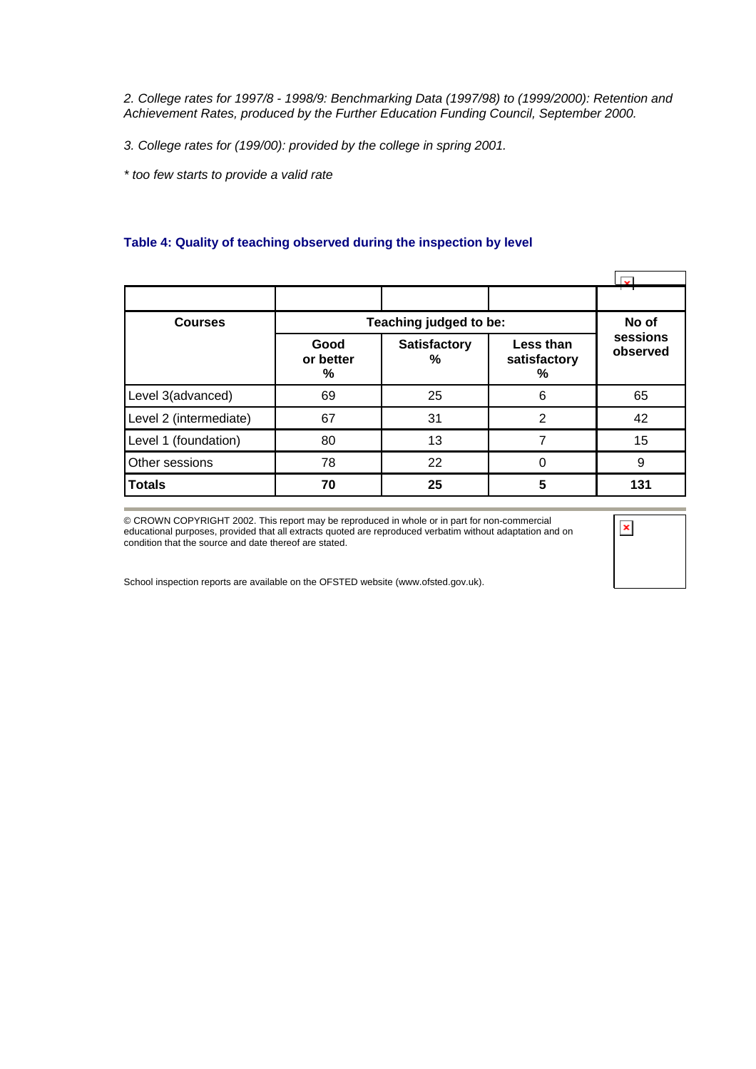*2. College rates for 1997/8 - 1998/9: Benchmarking Data (1997/98) to (1999/2000): Retention and Achievement Rates, produced by the Further Education Funding Council, September 2000.*

*3. College rates for (199/00): provided by the college in spring 2001.*

** too few starts to provide a valid rate*

### Table 4: Quality of teaching observed during the inspection by level

| Courses | Teaching judged to be: | | | No of sessions observed |
|---|---|---|---|---|
| | Good or better % | Satisfactory % | Less than satisfactory % | |
| Level 3(advanced) | 69 | 25 | 6 | 65 |
| Level 2 (intermediate) | 67 | 31 | 2 | 42 |
| Level 1 (foundation) | 80 | 13 | 7 | 15 |
| Other sessions | 78 | 22 | 0 | 9 |
| **Totals** | **70** | **25** | **5** | **131** |

© CROWN COPYRIGHT 2002. This report may be reproduced in whole or in part for non-commercial educational purposes, provided that all extracts quoted are reproduced verbatim without adaptation and on condition that the source and date thereof are stated.

School inspection reports are available on the OFSTED website (www.ofsted.gov.uk).